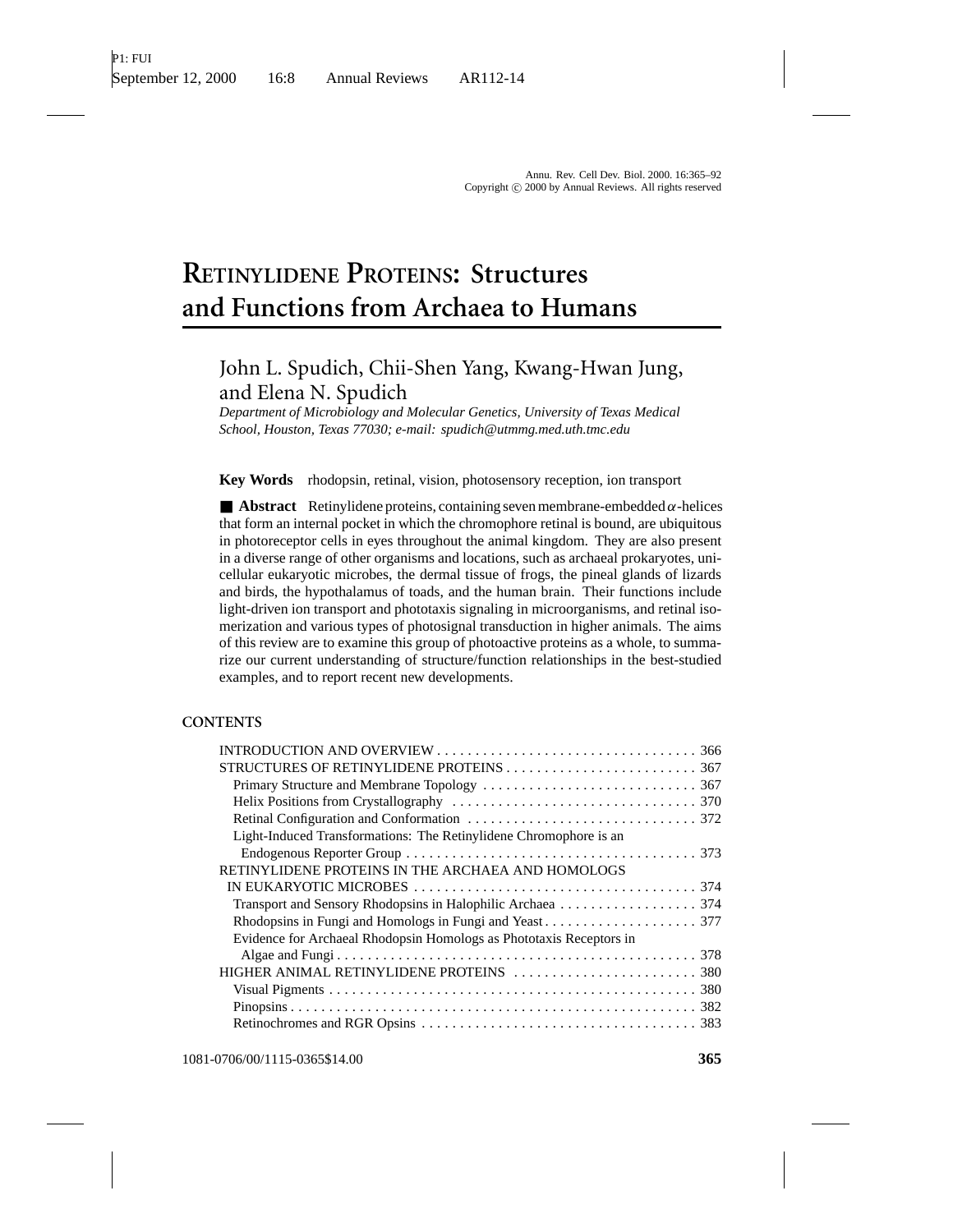# RETINYLIDENE PROTEINS: Structures and Functions from Archaea to Humans

John L. Spudich, Chii-Shen Yang, Kwang-Hwan Jung, and Elena N. Spudich

*Department of Microbiology and Molecular Genetics, University of Texas Medical School, Houston, Texas 77030; e-mail: spudich@utmmg.med.uth.tmc.edu*

**Key Words** rhodopsin, retinal, vision, photosensory reception, ion transport

■ **Abstract** Retinylidene proteins, containing seven membrane-embedded $\alpha$-helices that form an internal pocket in which the chromophore retinal is bound, are ubiquitous in photoreceptor cells in eyes throughout the animal kingdom. They are also present in a diverse range of other organisms and locations, such as archaeal prokaryotes, unicellular eukaryotic microbes, the dermal tissue of frogs, the pineal glands of lizards and birds, the hypothalamus of toads, and the human brain. Their functions include light-driven ion transport and phototaxis signaling in microorganisms, and retinal isomerization and various types of photosignal transduction in higher animals. The aims of this review are to examine this group of photoactive proteins as a whole, to summarize our current understanding of structure/function relationships in the best-studied examples, and to report recent new developments.

## CONTENTS

- INTRODUCTION AND OVERVIEW . . . . . . . . . . 366
- STRUCTURES OF RETINYLIDENE PROTEINS . . . . . . . . . . 367
  - Primary Structure and Membrane Topology . . . . . . . . . . 367
  - Helix Positions from Crystallography . . . . . . . . . . 370
  - Retinal Configuration and Conformation . . . . . . . . . . 372
  - Light-Induced Transformations: The Retinylidene Chromophore is an Endogenous Reporter Group . . . . . . . . . . 373
- RETINYLIDENE PROTEINS IN THE ARCHAEA AND HOMOLOGS IN EUKARYOTIC MICROBES . . . . . . . . . . 374
  - Transport and Sensory Rhodopsins in Halophilic Archaea . . . . . . . . . . 374
  - Rhodopsins in Fungi and Homologs in Fungi and Yeast . . . . . . . . . . 377
  - Evidence for Archaeal Rhodopsin Homologs as Phototaxis Receptors in Algae and Fungi . . . . . . . . . . 378
- HIGHER ANIMAL RETINYLIDENE PROTEINS . . . . . . . . . . 380
  - Visual Pigments . . . . . . . . . . 380
  - Pinopsins . . . . . . . . . . 382
  - Retinochromes and RGR Opsins . . . . . . . . . . 383

1081-0706/00/1115-0365$14.00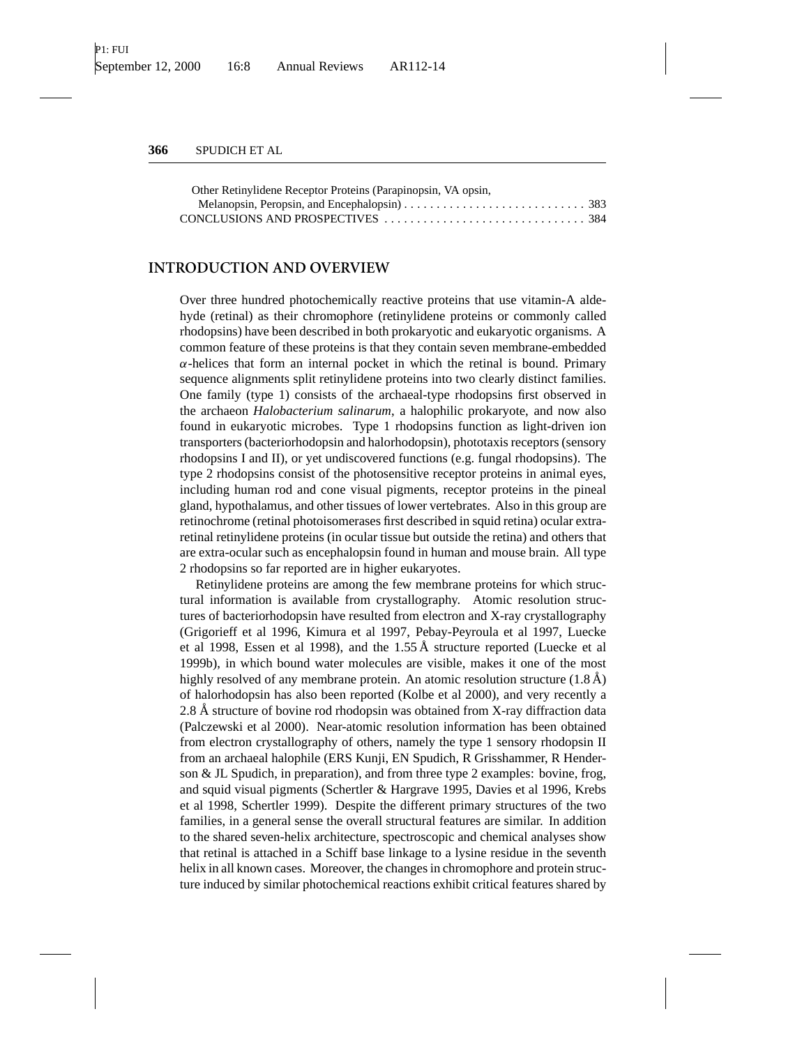Other Retinylidene Receptor Proteins (Parapinopsin, VA opsin, Melanopsin, Peropsin, and Encephalopsin) . . . . . . . . . . . . . . . . . . . . . . . . . . . . 383

CONCLUSIONS AND PROSPECTIVES . . . . . . . . . . . . . . . . . . . . . . . . . . . . . . 384

## INTRODUCTION AND OVERVIEW

Over three hundred photochemically reactive proteins that use vitamin-A aldehyde (retinal) as their chromophore (retinylidene proteins or commonly called rhodopsins) have been described in both prokaryotic and eukaryotic organisms. A common feature of these proteins is that they contain seven membrane-embedded $\alpha$-helices that form an internal pocket in which the retinal is bound. Primary sequence alignments split retinylidene proteins into two clearly distinct families. One family (type 1) consists of the archaeal-type rhodopsins first observed in the archaeon *Halobacterium salinarum*, a halophilic prokaryote, and now also found in eukaryotic microbes. Type 1 rhodopsins function as light-driven ion transporters (bacteriorhodopsin and halorhodopsin), phototaxis receptors (sensory rhodopsins I and II), or yet undiscovered functions (e.g. fungal rhodopsins). The type 2 rhodopsins consist of the photosensitive receptor proteins in animal eyes, including human rod and cone visual pigments, receptor proteins in the pineal gland, hypothalamus, and other tissues of lower vertebrates. Also in this group are retinochrome (retinal photoisomerases first described in squid retina) ocular extra-retinal retinylidene proteins (in ocular tissue but outside the retina) and others that are extra-ocular such as encephalopsin found in human and mouse brain. All type 2 rhodopsins so far reported are in higher eukaryotes.

Retinylidene proteins are among the few membrane proteins for which structural information is available from crystallography. Atomic resolution structures of bacteriorhodopsin have resulted from electron and X-ray crystallography (Grigorieff et al 1996, Kimura et al 1997, Pebay-Peyroula et al 1997, Luecke et al 1998, Essen et al 1998), and the 1.55 Å structure reported (Luecke et al 1999b), in which bound water molecules are visible, makes it one of the most highly resolved of any membrane protein. An atomic resolution structure (1.8 Å) of halorhodopsin has also been reported (Kolbe et al 2000), and very recently a 2.8 Å structure of bovine rod rhodopsin was obtained from X-ray diffraction data (Palczewski et al 2000). Near-atomic resolution information has been obtained from electron crystallography of others, namely the type 1 sensory rhodopsin II from an archaeal halophile (ERS Kunji, EN Spudich, R Grisshammer, R Henderson & JL Spudich, in preparation), and from three type 2 examples: bovine, frog, and squid visual pigments (Schertler & Hargrave 1995, Davies et al 1996, Krebs et al 1998, Schertler 1999). Despite the different primary structures of the two families, in a general sense the overall structural features are similar. In addition to the shared seven-helix architecture, spectroscopic and chemical analyses show that retinal is attached in a Schiff base linkage to a lysine residue in the seventh helix in all known cases. Moreover, the changes in chromophore and protein structure induced by similar photochemical reactions exhibit critical features shared by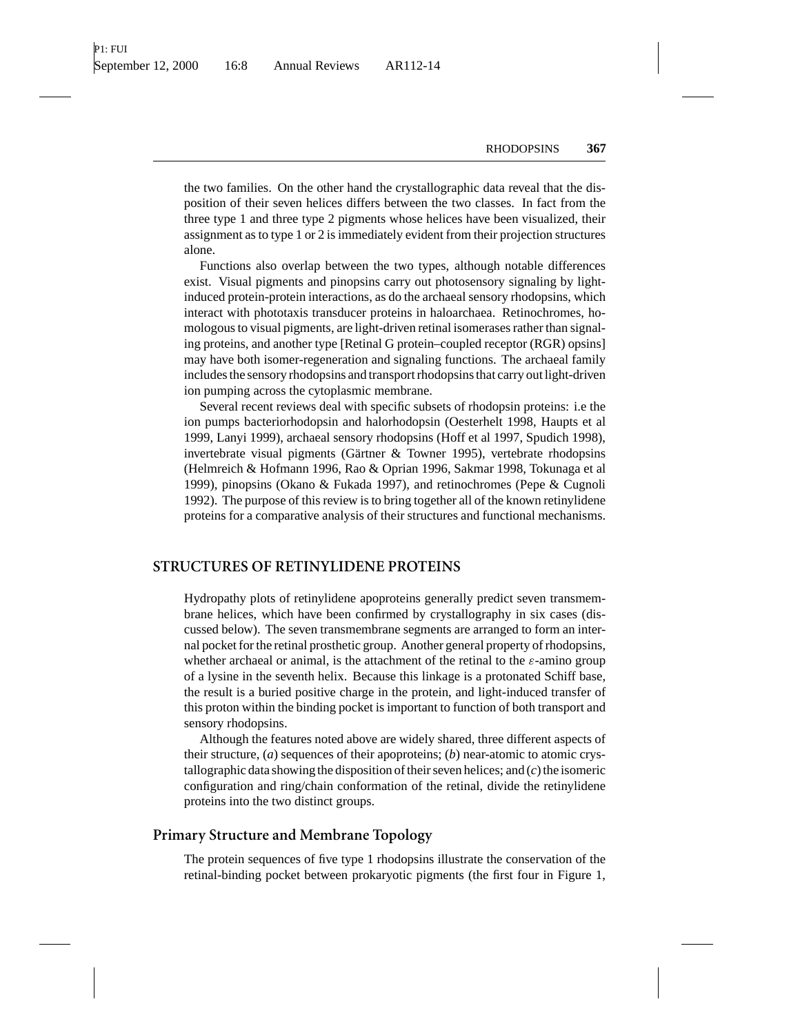the two families. On the other hand the crystallographic data reveal that the disposition of their seven helices differs between the two classes. In fact from the three type 1 and three type 2 pigments whose helices have been visualized, their assignment as to type 1 or 2 is immediately evident from their projection structures alone.

Functions also overlap between the two types, although notable differences exist. Visual pigments and pinopsins carry out photosensory signaling by light-induced protein-protein interactions, as do the archaeal sensory rhodopsins, which interact with phototaxis transducer proteins in haloarchaea. Retinochromes, homologous to visual pigments, are light-driven retinal isomerases rather than signaling proteins, and another type [Retinal G protein–coupled receptor (RGR) opsins] may have both isomer-regeneration and signaling functions. The archaeal family includes the sensory rhodopsins and transport rhodopsins that carry out light-driven ion pumping across the cytoplasmic membrane.

Several recent reviews deal with specific subsets of rhodopsin proteins: i.e the ion pumps bacteriorhodopsin and halorhodopsin (Oesterhelt 1998, Haupts et al 1999, Lanyi 1999), archaeal sensory rhodopsins (Hoff et al 1997, Spudich 1998), invertebrate visual pigments (Gärtner & Towner 1995), vertebrate rhodopsins (Helmreich & Hofmann 1996, Rao & Oprian 1996, Sakmar 1998, Tokunaga et al 1999), pinopsins (Okano & Fukada 1997), and retinochromes (Pepe & Cugnoli 1992). The purpose of this review is to bring together all of the known retinylidene proteins for a comparative analysis of their structures and functional mechanisms.

## STRUCTURES OF RETINYLIDENE PROTEINS

Hydropathy plots of retinylidene apoproteins generally predict seven transmembrane helices, which have been confirmed by crystallography in six cases (discussed below). The seven transmembrane segments are arranged to form an internal pocket for the retinal prosthetic group. Another general property of rhodopsins, whether archaeal or animal, is the attachment of the retinal to the $\varepsilon$-amino group of a lysine in the seventh helix. Because this linkage is a protonated Schiff base, the result is a buried positive charge in the protein, and light-induced transfer of this proton within the binding pocket is important to function of both transport and sensory rhodopsins.

Although the features noted above are widely shared, three different aspects of their structure, (*a*) sequences of their apoproteins; (*b*) near-atomic to atomic crystallographic data showing the disposition of their seven helices; and (*c*) the isomeric configuration and ring/chain conformation of the retinal, divide the retinylidene proteins into the two distinct groups.

### Primary Structure and Membrane Topology

The protein sequences of five type 1 rhodopsins illustrate the conservation of the retinal-binding pocket between prokaryotic pigments (the first four in Figure 1,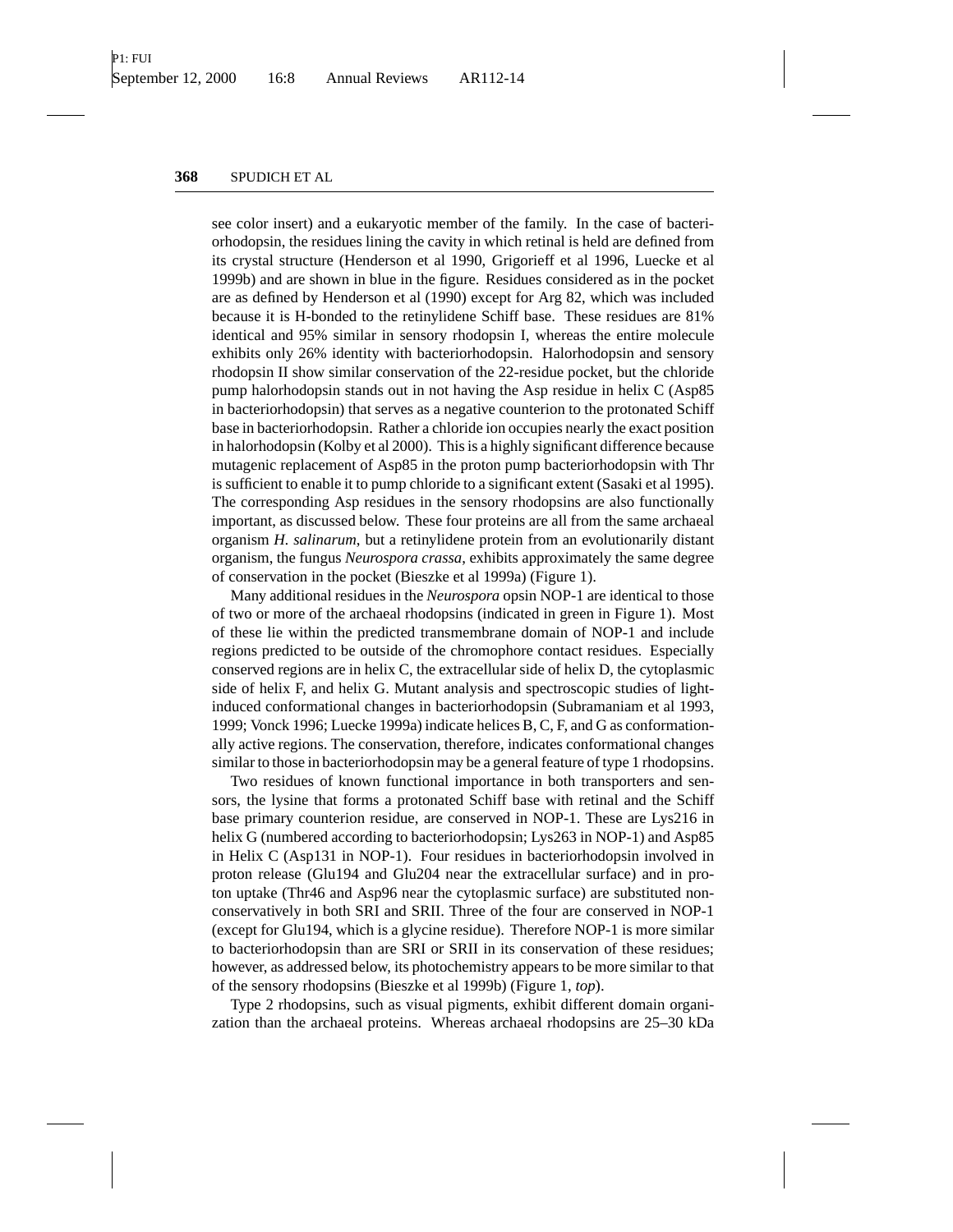see color insert) and a eukaryotic member of the family. In the case of bacteriorhodopsin, the residues lining the cavity in which retinal is held are defined from its crystal structure (Henderson et al 1990, Grigorieff et al 1996, Luecke et al 1999b) and are shown in blue in the figure. Residues considered as in the pocket are as defined by Henderson et al (1990) except for Arg 82, which was included because it is H-bonded to the retinylidene Schiff base. These residues are 81% identical and 95% similar in sensory rhodopsin I, whereas the entire molecule exhibits only 26% identity with bacteriorhodopsin. Halorhodopsin and sensory rhodopsin II show similar conservation of the 22-residue pocket, but the chloride pump halorhodopsin stands out in not having the Asp residue in helix C (Asp85 in bacteriorhodopsin) that serves as a negative counterion to the protonated Schiff base in bacteriorhodopsin. Rather a chloride ion occupies nearly the exact position in halorhodopsin (Kolby et al 2000). This is a highly significant difference because mutagenic replacement of Asp85 in the proton pump bacteriorhodopsin with Thr is sufficient to enable it to pump chloride to a significant extent (Sasaki et al 1995). The corresponding Asp residues in the sensory rhodopsins are also functionally important, as discussed below. These four proteins are all from the same archaeal organism *H. salinarum*, but a retinylidene protein from an evolutionarily distant organism, the fungus *Neurospora crassa*, exhibits approximately the same degree of conservation in the pocket (Bieszke et al 1999a) (Figure 1).

Many additional residues in the *Neurospora* opsin NOP-1 are identical to those of two or more of the archaeal rhodopsins (indicated in green in Figure 1). Most of these lie within the predicted transmembrane domain of NOP-1 and include regions predicted to be outside of the chromophore contact residues. Especially conserved regions are in helix C, the extracellular side of helix D, the cytoplasmic side of helix F, and helix G. Mutant analysis and spectroscopic studies of light-induced conformational changes in bacteriorhodopsin (Subramaniam et al 1993, 1999; Vonck 1996; Luecke 1999a) indicate helices B, C, F, and G as conformationally active regions. The conservation, therefore, indicates conformational changes similar to those in bacteriorhodopsin may be a general feature of type 1 rhodopsins.

Two residues of known functional importance in both transporters and sensors, the lysine that forms a protonated Schiff base with retinal and the Schiff base primary counterion residue, are conserved in NOP-1. These are Lys216 in helix G (numbered according to bacteriorhodopsin; Lys263 in NOP-1) and Asp85 in Helix C (Asp131 in NOP-1). Four residues in bacteriorhodopsin involved in proton release (Glu194 and Glu204 near the extracellular surface) and in proton uptake (Thr46 and Asp96 near the cytoplasmic surface) are substituted nonconservatively in both SRI and SRII. Three of the four are conserved in NOP-1 (except for Glu194, which is a glycine residue). Therefore NOP-1 is more similar to bacteriorhodopsin than are SRI or SRII in its conservation of these residues; however, as addressed below, its photochemistry appears to be more similar to that of the sensory rhodopsins (Bieszke et al 1999b) (Figure 1, *top*).

Type 2 rhodopsins, such as visual pigments, exhibit different domain organization than the archaeal proteins. Whereas archaeal rhodopsins are 25–30 kDa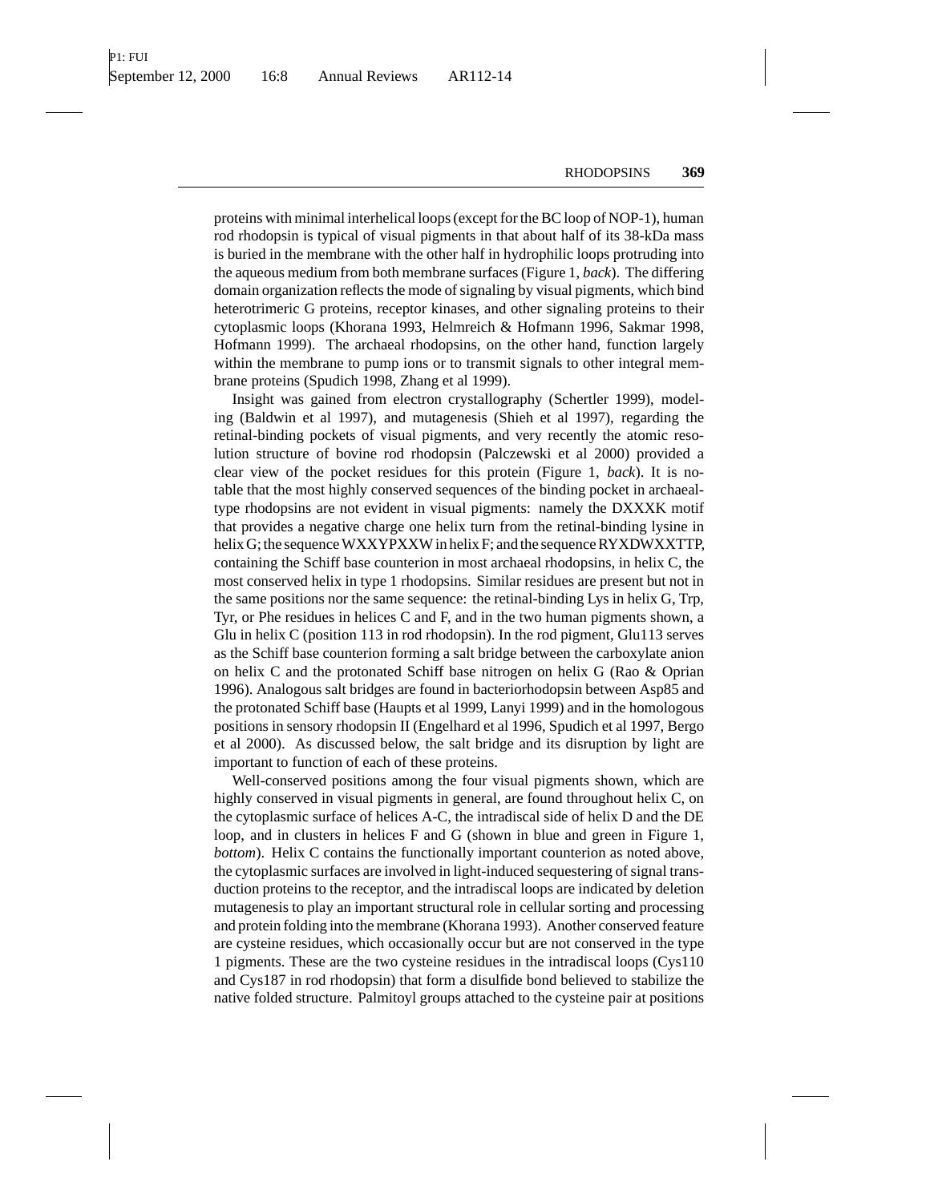proteins with minimal interhelical loops (except for the BC loop of NOP-1), human rod rhodopsin is typical of visual pigments in that about half of its 38-kDa mass is buried in the membrane with the other half in hydrophilic loops protruding into the aqueous medium from both membrane surfaces (Figure 1, *back*). The differing domain organization reflects the mode of signaling by visual pigments, which bind heterotrimeric G proteins, receptor kinases, and other signaling proteins to their cytoplasmic loops (Khorana 1993, Helmreich & Hofmann 1996, Sakmar 1998, Hofmann 1999). The archaeal rhodopsins, on the other hand, function largely within the membrane to pump ions or to transmit signals to other integral membrane proteins (Spudich 1998, Zhang et al 1999).

Insight was gained from electron crystallography (Schertler 1999), modeling (Baldwin et al 1997), and mutagenesis (Shieh et al 1997), regarding the retinal-binding pockets of visual pigments, and very recently the atomic resolution structure of bovine rod rhodopsin (Palczewski et al 2000) provided a clear view of the pocket residues for this protein (Figure 1, *back*). It is notable that the most highly conserved sequences of the binding pocket in archaeal-type rhodopsins are not evident in visual pigments: namely the DXXXK motif that provides a negative charge one helix turn from the retinal-binding lysine in helix G; the sequence WXXYPXXW in helix F; and the sequence RYXDWXXTTP, containing the Schiff base counterion in most archaeal rhodopsins, in helix C, the most conserved helix in type 1 rhodopsins. Similar residues are present but not in the same positions nor the same sequence: the retinal-binding Lys in helix G, Trp, Tyr, or Phe residues in helices C and F, and in the two human pigments shown, a Glu in helix C (position 113 in rod rhodopsin). In the rod pigment, Glu113 serves as the Schiff base counterion forming a salt bridge between the carboxylate anion on helix C and the protonated Schiff base nitrogen on helix G (Rao & Oprian 1996). Analogous salt bridges are found in bacteriorhodopsin between Asp85 and the protonated Schiff base (Haupts et al 1999, Lanyi 1999) and in the homologous positions in sensory rhodopsin II (Engelhard et al 1996, Spudich et al 1997, Bergo et al 2000). As discussed below, the salt bridge and its disruption by light are important to function of each of these proteins.

Well-conserved positions among the four visual pigments shown, which are highly conserved in visual pigments in general, are found throughout helix C, on the cytoplasmic surface of helices A-C, the intradiscal side of helix D and the DE loop, and in clusters in helices F and G (shown in blue and green in Figure 1, *bottom*). Helix C contains the functionally important counterion as noted above, the cytoplasmic surfaces are involved in light-induced sequestering of signal transduction proteins to the receptor, and the intradiscal loops are indicated by deletion mutagenesis to play an important structural role in cellular sorting and processing and protein folding into the membrane (Khorana 1993). Another conserved feature are cysteine residues, which occasionally occur but are not conserved in the type 1 pigments. These are the two cysteine residues in the intradiscal loops (Cys110 and Cys187 in rod rhodopsin) that form a disulfide bond believed to stabilize the native folded structure. Palmitoyl groups attached to the cysteine pair at positions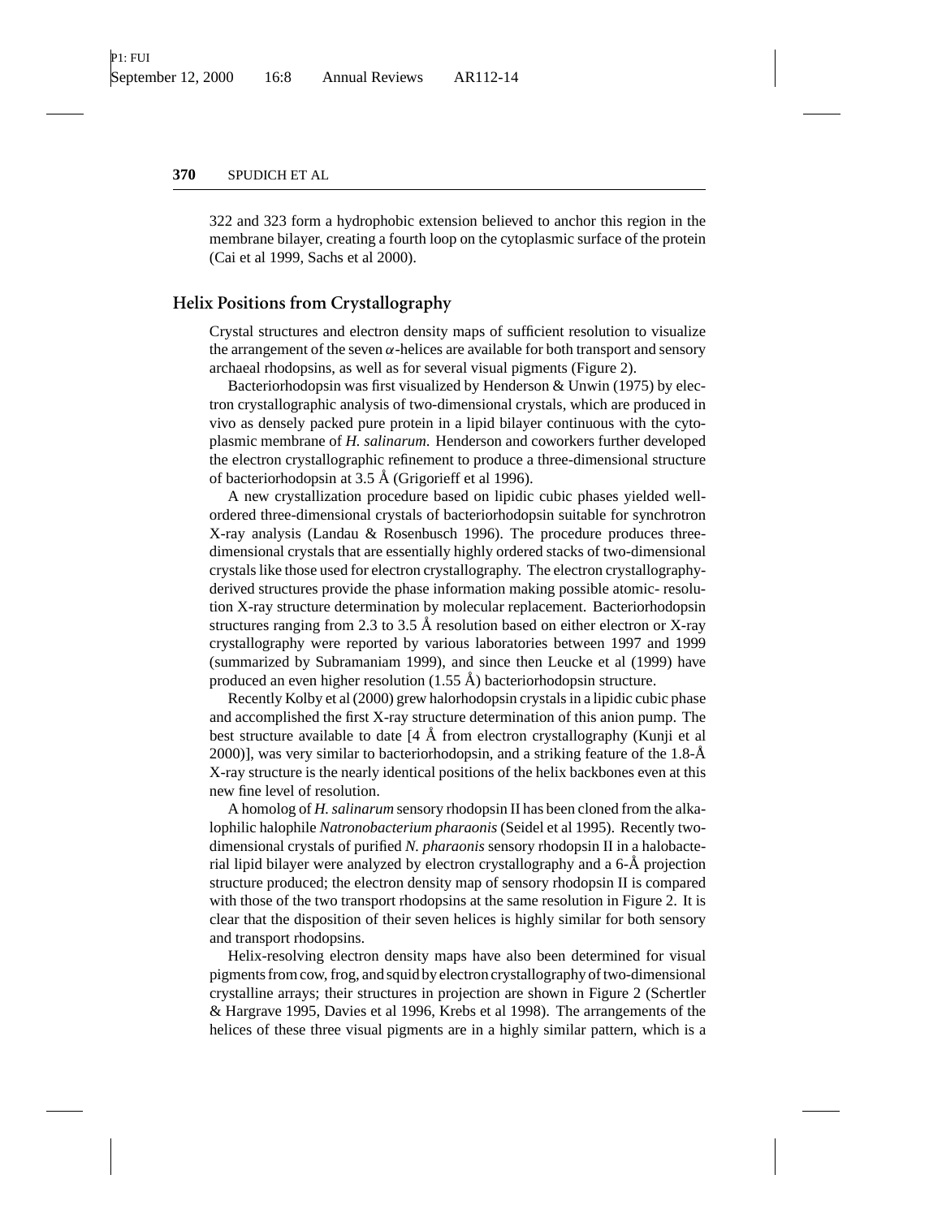322 and 323 form a hydrophobic extension believed to anchor this region in the membrane bilayer, creating a fourth loop on the cytoplasmic surface of the protein (Cai et al 1999, Sachs et al 2000).

## Helix Positions from Crystallography

Crystal structures and electron density maps of sufficient resolution to visualize the arrangement of the seven $\alpha$-helices are available for both transport and sensory archaeal rhodopsins, as well as for several visual pigments (Figure 2).

Bacteriorhodopsin was first visualized by Henderson & Unwin (1975) by electron crystallographic analysis of two-dimensional crystals, which are produced in vivo as densely packed pure protein in a lipid bilayer continuous with the cytoplasmic membrane of *H. salinarum*. Henderson and coworkers further developed the electron crystallographic refinement to produce a three-dimensional structure of bacteriorhodopsin at 3.5 Å (Grigorieff et al 1996).

A new crystallization procedure based on lipidic cubic phases yielded well-ordered three-dimensional crystals of bacteriorhodopsin suitable for synchrotron X-ray analysis (Landau & Rosenbusch 1996). The procedure produces three-dimensional crystals that are essentially highly ordered stacks of two-dimensional crystals like those used for electron crystallography. The electron crystallography-derived structures provide the phase information making possible atomic- resolution X-ray structure determination by molecular replacement. Bacteriorhodopsin structures ranging from 2.3 to 3.5 Å resolution based on either electron or X-ray crystallography were reported by various laboratories between 1997 and 1999 (summarized by Subramaniam 1999), and since then Leucke et al (1999) have produced an even higher resolution (1.55 Å) bacteriorhodopsin structure.

Recently Kolby et al (2000) grew halorhodopsin crystals in a lipidic cubic phase and accomplished the first X-ray structure determination of this anion pump. The best structure available to date [4 Å from electron crystallography (Kunji et al 2000)], was very similar to bacteriorhodopsin, and a striking feature of the 1.8-Å X-ray structure is the nearly identical positions of the helix backbones even at this new fine level of resolution.

A homolog of *H. salinarum* sensory rhodopsin II has been cloned from the alkalophilic halophile *Natronobacterium pharaonis* (Seidel et al 1995). Recently two-dimensional crystals of purified *N. pharaonis* sensory rhodopsin II in a halobacterial lipid bilayer were analyzed by electron crystallography and a 6-Å projection structure produced; the electron density map of sensory rhodopsin II is compared with those of the two transport rhodopsins at the same resolution in Figure 2. It is clear that the disposition of their seven helices is highly similar for both sensory and transport rhodopsins.

Helix-resolving electron density maps have also been determined for visual pigments from cow, frog, and squid by electron crystallography of two-dimensional crystalline arrays; their structures in projection are shown in Figure 2 (Schertler & Hargrave 1995, Davies et al 1996, Krebs et al 1998). The arrangements of the helices of these three visual pigments are in a highly similar pattern, which is a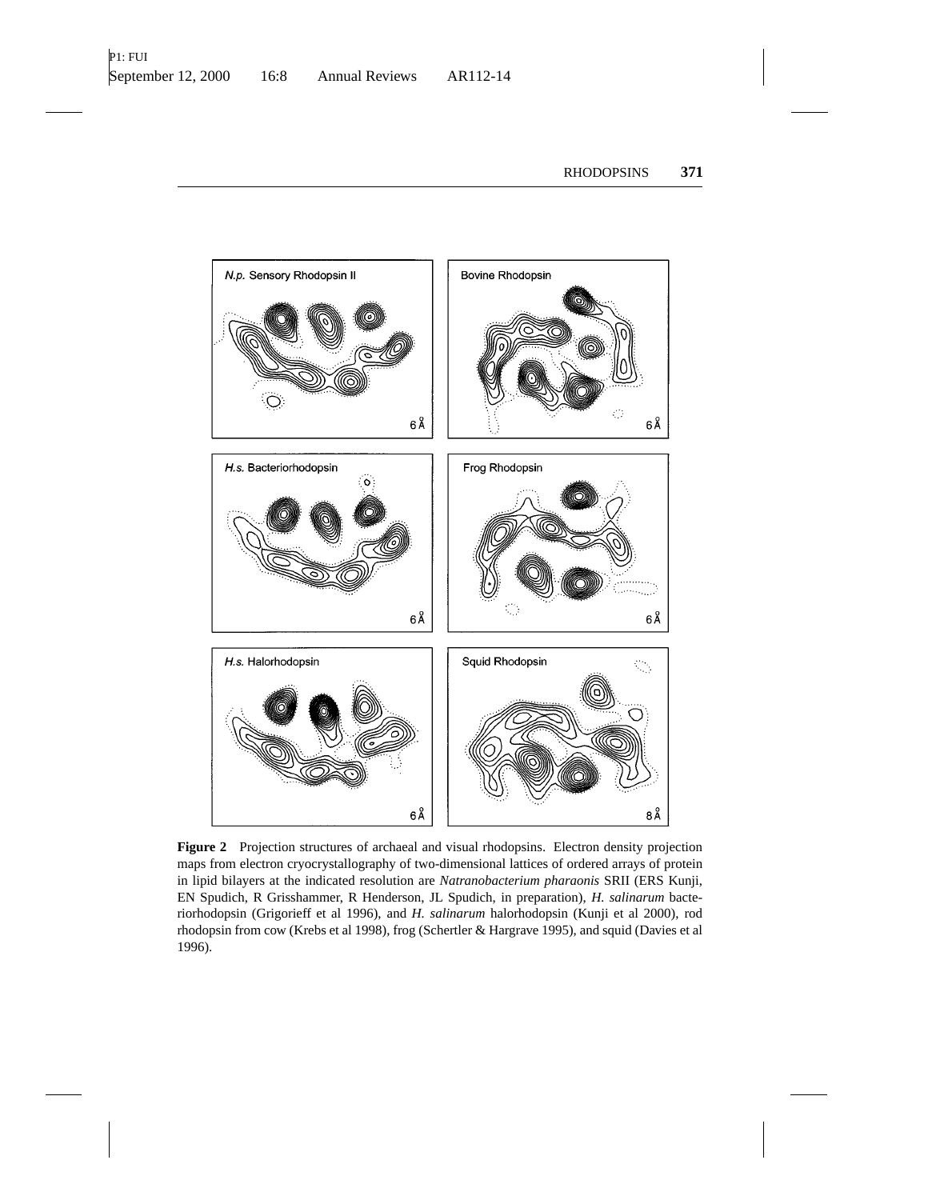**Figure 2** Projection structures of archaeal and visual rhodopsins. Electron density projection maps from electron cryocrystallography of two-dimensional lattices of ordered arrays of protein in lipid bilayers at the indicated resolution are *Natranobacterium pharaonis* SRII (ERS Kunji, EN Spudich, R Grisshammer, R Henderson, JL Spudich, in preparation), *H. salinarum* bacteriorhodopsin (Grigorieff et al 1996), and *H. salinarum* halorhodopsin (Kunji et al 2000), rod rhodopsin from cow (Krebs et al 1998), frog (Schertler & Hargrave 1995), and squid (Davies et al 1996).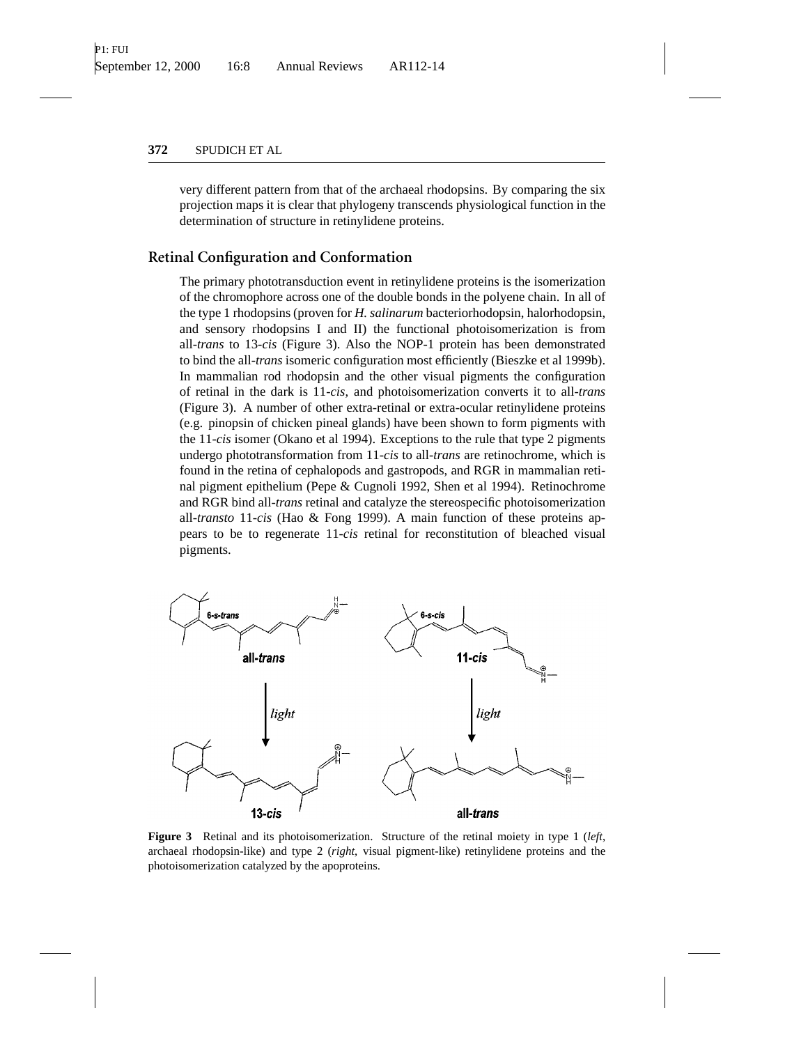very different pattern from that of the archaeal rhodopsins. By comparing the six projection maps it is clear that phylogeny transcends physiological function in the determination of structure in retinylidene proteins.

## Retinal Configuration and Conformation

The primary phototransduction event in retinylidene proteins is the isomerization of the chromophore across one of the double bonds in the polyene chain. In all of the type 1 rhodopsins (proven for *H. salinarum* bacteriorhodopsin, halorhodopsin, and sensory rhodopsins I and II) the functional photoisomerization is from all-*trans* to 13-*cis* (Figure 3). Also the NOP-1 protein has been demonstrated to bind the all-*trans* isomeric configuration most efficiently (Bieszke et al 1999b). In mammalian rod rhodopsin and the other visual pigments the configuration of retinal in the dark is 11-*cis*, and photoisomerization converts it to all-*trans* (Figure 3). A number of other extra-retinal or extra-ocular retinylidene proteins (e.g. pinopsin of chicken pineal glands) have been shown to form pigments with the 11-*cis* isomer (Okano et al 1994). Exceptions to the rule that type 2 pigments undergo phototransformation from 11-*cis* to all-*trans* are retinochrome, which is found in the retina of cephalopods and gastropods, and RGR in mammalian retinal pigment epithelium (Pepe & Cugnoli 1992, Shen et al 1994). Retinochrome and RGR bind all-*trans* retinal and catalyze the stereospecific photoisomerization all-*transto* 11-*cis* (Hao & Fong 1999). A main function of these proteins appears to be to regenerate 11-*cis* retinal for reconstitution of bleached visual pigments.

**Figure 3** Retinal and its photoisomerization. Structure of the retinal moiety in type 1 (*left*, archaeal rhodopsin-like) and type 2 (*right*, visual pigment-like) retinylidene proteins and the photoisomerization catalyzed by the apoproteins.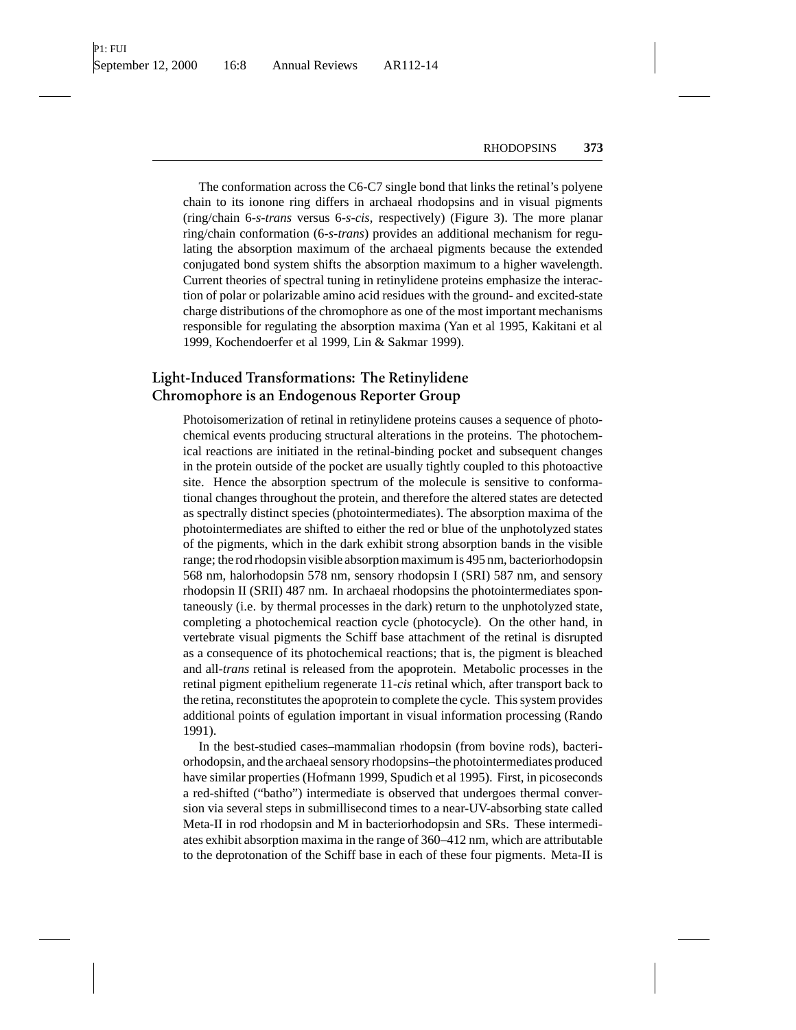The conformation across the C6-C7 single bond that links the retinal's polyene chain to its ionone ring differs in archaeal rhodopsins and in visual pigments (ring/chain 6-*s-trans* versus 6-*s-cis*, respectively) (Figure 3). The more planar ring/chain conformation (6-*s-trans*) provides an additional mechanism for regulating the absorption maximum of the archaeal pigments because the extended conjugated bond system shifts the absorption maximum to a higher wavelength. Current theories of spectral tuning in retinylidene proteins emphasize the interaction of polar or polarizable amino acid residues with the ground- and excited-state charge distributions of the chromophore as one of the most important mechanisms responsible for regulating the absorption maxima (Yan et al 1995, Kakitani et al 1999, Kochendoerfer et al 1999, Lin & Sakmar 1999).

## Light-Induced Transformations: The Retinylidene Chromophore is an Endogenous Reporter Group

Photoisomerization of retinal in retinylidene proteins causes a sequence of photochemical events producing structural alterations in the proteins. The photochemical reactions are initiated in the retinal-binding pocket and subsequent changes in the protein outside of the pocket are usually tightly coupled to this photoactive site. Hence the absorption spectrum of the molecule is sensitive to conformational changes throughout the protein, and therefore the altered states are detected as spectrally distinct species (photointermediates). The absorption maxima of the photointermediates are shifted to either the red or blue of the unphotolyzed states of the pigments, which in the dark exhibit strong absorption bands in the visible range; the rod rhodopsin visible absorption maximum is 495 nm, bacteriorhodopsin 568 nm, halorhodopsin 578 nm, sensory rhodopsin I (SRI) 587 nm, and sensory rhodopsin II (SRII) 487 nm. In archaeal rhodopsins the photointermediates spontaneously (i.e. by thermal processes in the dark) return to the unphotolyzed state, completing a photochemical reaction cycle (photocycle). On the other hand, in vertebrate visual pigments the Schiff base attachment of the retinal is disrupted as a consequence of its photochemical reactions; that is, the pigment is bleached and all-*trans* retinal is released from the apoprotein. Metabolic processes in the retinal pigment epithelium regenerate 11-*cis* retinal which, after transport back to the retina, reconstitutes the apoprotein to complete the cycle. This system provides additional points of egulation important in visual information processing (Rando 1991).

In the best-studied cases–mammalian rhodopsin (from bovine rods), bacteriorhodopsin, and the archaeal sensory rhodopsins–the photointermediates produced have similar properties (Hofmann 1999, Spudich et al 1995). First, in picoseconds a red-shifted ("batho") intermediate is observed that undergoes thermal conversion via several steps in submillisecond times to a near-UV-absorbing state called Meta-II in rod rhodopsin and M in bacteriorhodopsin and SRs. These intermediates exhibit absorption maxima in the range of 360–412 nm, which are attributable to the deprotonation of the Schiff base in each of these four pigments. Meta-II is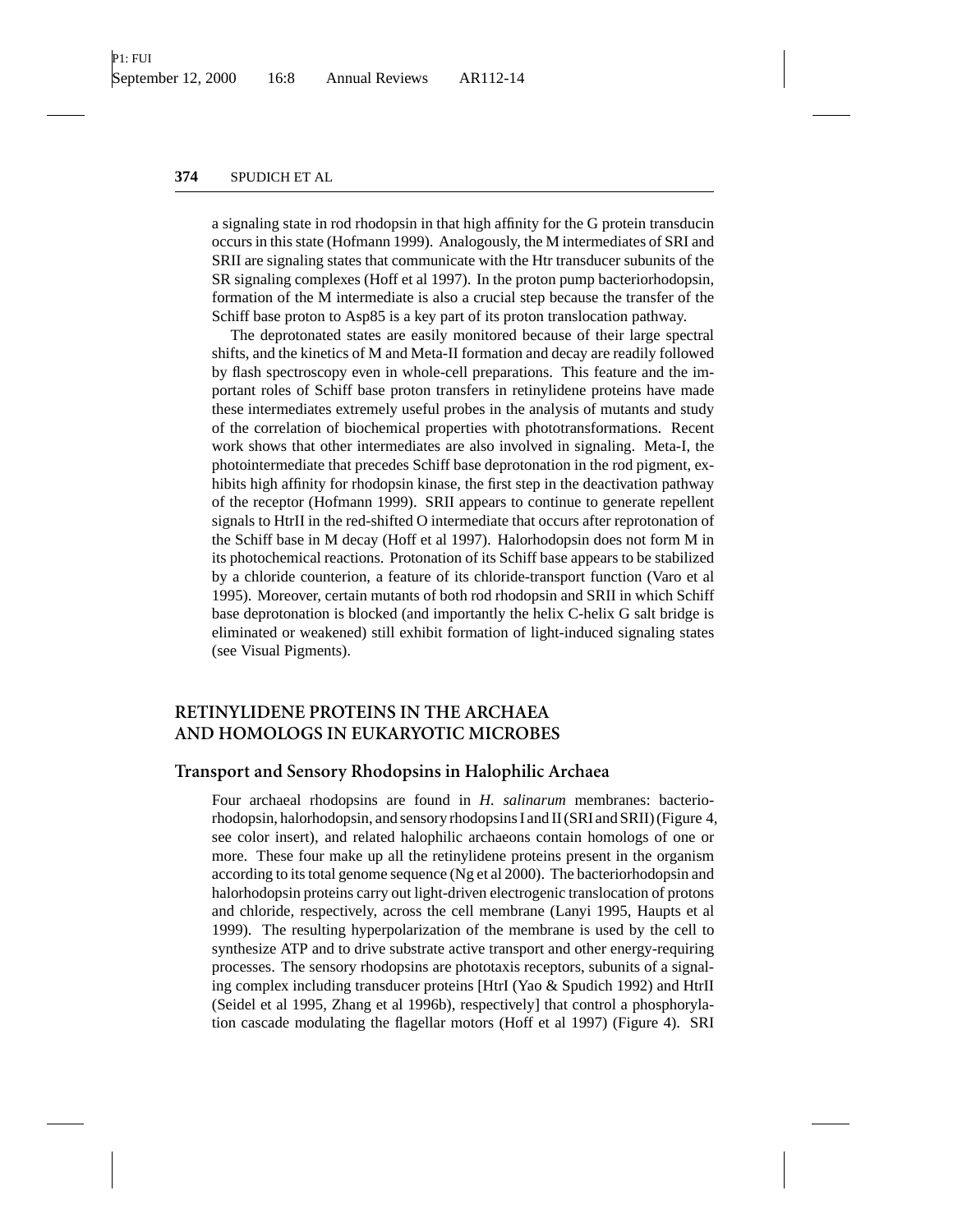a signaling state in rod rhodopsin in that high affinity for the G protein transducin occurs in this state (Hofmann 1999). Analogously, the M intermediates of SRI and SRII are signaling states that communicate with the Htr transducer subunits of the SR signaling complexes (Hoff et al 1997). In the proton pump bacteriorhodopsin, formation of the M intermediate is also a crucial step because the transfer of the Schiff base proton to Asp85 is a key part of its proton translocation pathway.

The deprotonated states are easily monitored because of their large spectral shifts, and the kinetics of M and Meta-II formation and decay are readily followed by flash spectroscopy even in whole-cell preparations. This feature and the important roles of Schiff base proton transfers in retinylidene proteins have made these intermediates extremely useful probes in the analysis of mutants and study of the correlation of biochemical properties with phototransformations. Recent work shows that other intermediates are also involved in signaling. Meta-I, the photointermediate that precedes Schiff base deprotonation in the rod pigment, exhibits high affinity for rhodopsin kinase, the first step in the deactivation pathway of the receptor (Hofmann 1999). SRII appears to continue to generate repellent signals to HtrII in the red-shifted O intermediate that occurs after reprotonation of the Schiff base in M decay (Hoff et al 1997). Halorhodopsin does not form M in its photochemical reactions. Protonation of its Schiff base appears to be stabilized by a chloride counterion, a feature of its chloride-transport function (Varo et al 1995). Moreover, certain mutants of both rod rhodopsin and SRII in which Schiff base deprotonation is blocked (and importantly the helix C-helix G salt bridge is eliminated or weakened) still exhibit formation of light-induced signaling states (see Visual Pigments).

## RETINYLIDENE PROTEINS IN THE ARCHAEA AND HOMOLOGS IN EUKARYOTIC MICROBES

### Transport and Sensory Rhodopsins in Halophilic Archaea

Four archaeal rhodopsins are found in *H. salinarum* membranes: bacteriorhodopsin, halorhodopsin, and sensory rhodopsins I and II (SRI and SRII) (Figure 4, see color insert), and related halophilic archaeons contain homologs of one or more. These four make up all the retinylidene proteins present in the organism according to its total genome sequence (Ng et al 2000). The bacteriorhodopsin and halorhodopsin proteins carry out light-driven electrogenic translocation of protons and chloride, respectively, across the cell membrane (Lanyi 1995, Haupts et al 1999). The resulting hyperpolarization of the membrane is used by the cell to synthesize ATP and to drive substrate active transport and other energy-requiring processes. The sensory rhodopsins are phototaxis receptors, subunits of a signaling complex including transducer proteins [HtrI (Yao & Spudich 1992) and HtrII (Seidel et al 1995, Zhang et al 1996b), respectively] that control a phosphorylation cascade modulating the flagellar motors (Hoff et al 1997) (Figure 4). SRI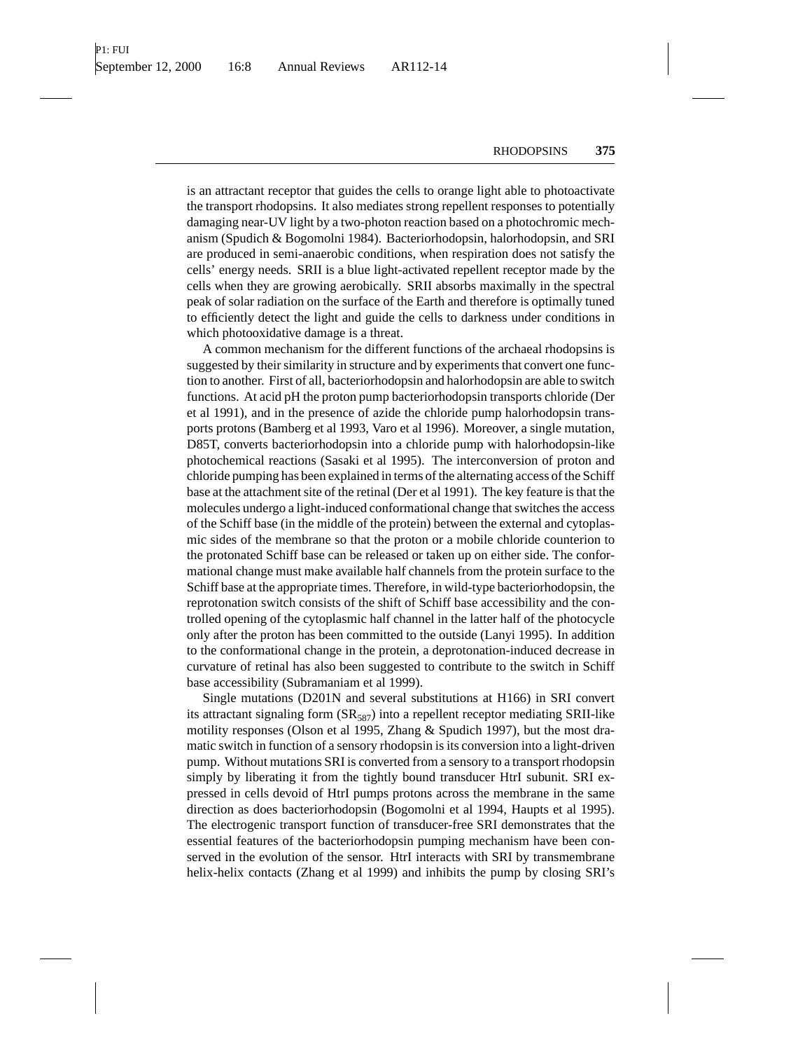is an attractant receptor that guides the cells to orange light able to photoactivate the transport rhodopsins. It also mediates strong repellent responses to potentially damaging near-UV light by a two-photon reaction based on a photochromic mechanism (Spudich & Bogomolni 1984). Bacteriorhodopsin, halorhodopsin, and SRI are produced in semi-anaerobic conditions, when respiration does not satisfy the cells' energy needs. SRII is a blue light-activated repellent receptor made by the cells when they are growing aerobically. SRII absorbs maximally in the spectral peak of solar radiation on the surface of the Earth and therefore is optimally tuned to efficiently detect the light and guide the cells to darkness under conditions in which photooxidative damage is a threat.

A common mechanism for the different functions of the archaeal rhodopsins is suggested by their similarity in structure and by experiments that convert one function to another. First of all, bacteriorhodopsin and halorhodopsin are able to switch functions. At acid pH the proton pump bacteriorhodopsin transports chloride (Der et al 1991), and in the presence of azide the chloride pump halorhodopsin transports protons (Bamberg et al 1993, Varo et al 1996). Moreover, a single mutation, D85T, converts bacteriorhodopsin into a chloride pump with halorhodopsin-like photochemical reactions (Sasaki et al 1995). The interconversion of proton and chloride pumping has been explained in terms of the alternating access of the Schiff base at the attachment site of the retinal (Der et al 1991). The key feature is that the molecules undergo a light-induced conformational change that switches the access of the Schiff base (in the middle of the protein) between the external and cytoplasmic sides of the membrane so that the proton or a mobile chloride counterion to the protonated Schiff base can be released or taken up on either side. The conformational change must make available half channels from the protein surface to the Schiff base at the appropriate times. Therefore, in wild-type bacteriorhodopsin, the reprotonation switch consists of the shift of Schiff base accessibility and the controlled opening of the cytoplasmic half channel in the latter half of the photocycle only after the proton has been committed to the outside (Lanyi 1995). In addition to the conformational change in the protein, a deprotonation-induced decrease in curvature of retinal has also been suggested to contribute to the switch in Schiff base accessibility (Subramaniam et al 1999).

Single mutations (D201N and several substitutions at H166) in SRI convert its attractant signaling form ($SR_{587}$) into a repellent receptor mediating SRII-like motility responses (Olson et al 1995, Zhang & Spudich 1997), but the most dramatic switch in function of a sensory rhodopsin is its conversion into a light-driven pump. Without mutations SRI is converted from a sensory to a transport rhodopsin simply by liberating it from the tightly bound transducer HtrI subunit. SRI expressed in cells devoid of HtrI pumps protons across the membrane in the same direction as does bacteriorhodopsin (Bogomolni et al 1994, Haupts et al 1995). The electrogenic transport function of transducer-free SRI demonstrates that the essential features of the bacteriorhodopsin pumping mechanism have been conserved in the evolution of the sensor. HtrI interacts with SRI by transmembrane helix-helix contacts (Zhang et al 1999) and inhibits the pump by closing SRI's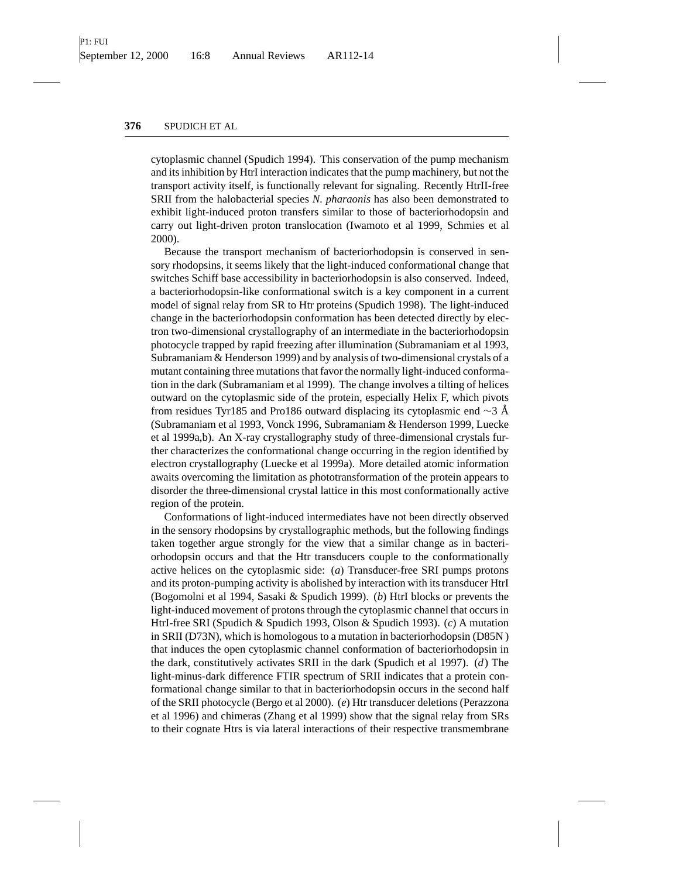cytoplasmic channel (Spudich 1994). This conservation of the pump mechanism and its inhibition by HtrI interaction indicates that the pump machinery, but not the transport activity itself, is functionally relevant for signaling. Recently HtrII-free SRII from the halobacterial species *N. pharaonis* has also been demonstrated to exhibit light-induced proton transfers similar to those of bacteriorhodopsin and carry out light-driven proton translocation (Iwamoto et al 1999, Schmies et al 2000).

Because the transport mechanism of bacteriorhodopsin is conserved in sensory rhodopsins, it seems likely that the light-induced conformational change that switches Schiff base accessibility in bacteriorhodopsin is also conserved. Indeed, a bacteriorhodopsin-like conformational switch is a key component in a current model of signal relay from SR to Htr proteins (Spudich 1998). The light-induced change in the bacteriorhodopsin conformation has been detected directly by electron two-dimensional crystallography of an intermediate in the bacteriorhodopsin photocycle trapped by rapid freezing after illumination (Subramaniam et al 1993, Subramaniam & Henderson 1999) and by analysis of two-dimensional crystals of a mutant containing three mutations that favor the normally light-induced conformation in the dark (Subramaniam et al 1999). The change involves a tilting of helices outward on the cytoplasmic side of the protein, especially Helix F, which pivots from residues Tyr185 and Pro186 outward displacing its cytoplasmic end ~3 Å (Subramaniam et al 1993, Vonck 1996, Subramaniam & Henderson 1999, Luecke et al 1999a,b). An X-ray crystallography study of three-dimensional crystals further characterizes the conformational change occurring in the region identified by electron crystallography (Luecke et al 1999a). More detailed atomic information awaits overcoming the limitation as phototransformation of the protein appears to disorder the three-dimensional crystal lattice in this most conformationally active region of the protein.

Conformations of light-induced intermediates have not been directly observed in the sensory rhodopsins by crystallographic methods, but the following findings taken together argue strongly for the view that a similar change as in bacteriorhodopsin occurs and that the Htr transducers couple to the conformationally active helices on the cytoplasmic side: (*a*) Transducer-free SRI pumps protons and its proton-pumping activity is abolished by interaction with its transducer HtrI (Bogomolni et al 1994, Sasaki & Spudich 1999). (*b*) HtrI blocks or prevents the light-induced movement of protons through the cytoplasmic channel that occurs in HtrI-free SRI (Spudich & Spudich 1993, Olson & Spudich 1993). (*c*) A mutation in SRII (D73N), which is homologous to a mutation in bacteriorhodopsin (D85N) that induces the open cytoplasmic channel conformation of bacteriorhodopsin in the dark, constitutively activates SRII in the dark (Spudich et al 1997). (*d*) The light-minus-dark difference FTIR spectrum of SRII indicates that a protein conformational change similar to that in bacteriorhodopsin occurs in the second half of the SRII photocycle (Bergo et al 2000). (*e*) Htr transducer deletions (Perazzona et al 1996) and chimeras (Zhang et al 1999) show that the signal relay from SRs to their cognate Htrs is via lateral interactions of their respective transmembrane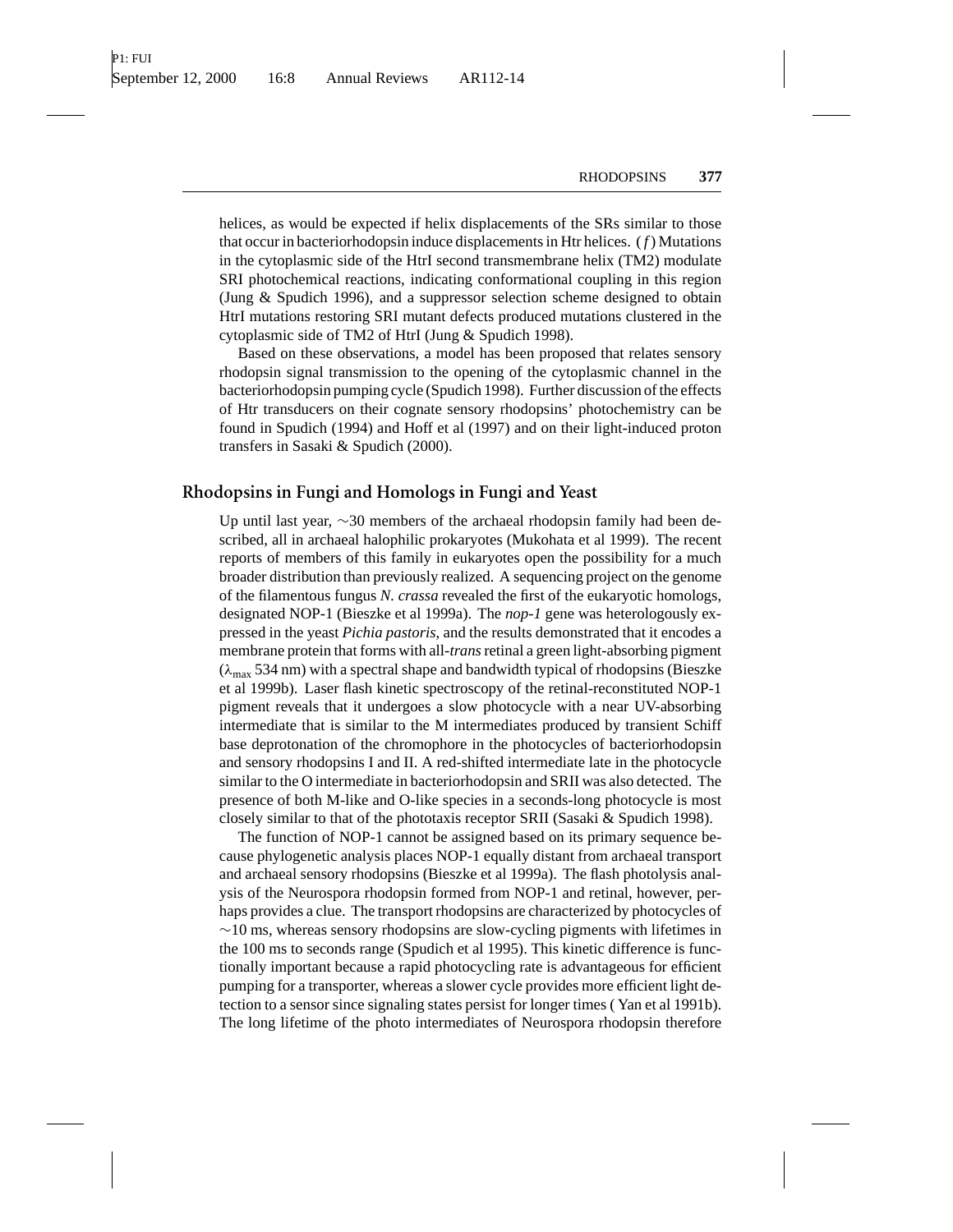helices, as would be expected if helix displacements of the SRs similar to those that occur in bacteriorhodopsin induce displacements in Htr helices. (*f*) Mutations in the cytoplasmic side of the HtrI second transmembrane helix (TM2) modulate SRI photochemical reactions, indicating conformational coupling in this region (Jung & Spudich 1996), and a suppressor selection scheme designed to obtain HtrI mutations restoring SRI mutant defects produced mutations clustered in the cytoplasmic side of TM2 of HtrI (Jung & Spudich 1998).

Based on these observations, a model has been proposed that relates sensory rhodopsin signal transmission to the opening of the cytoplasmic channel in the bacteriorhodopsin pumping cycle (Spudich 1998). Further discussion of the effects of Htr transducers on their cognate sensory rhodopsins' photochemistry can be found in Spudich (1994) and Hoff et al (1997) and on their light-induced proton transfers in Sasaki & Spudich (2000).

## Rhodopsins in Fungi and Homologs in Fungi and Yeast

Up until last year, ~30 members of the archaeal rhodopsin family had been described, all in archaeal halophilic prokaryotes (Mukohata et al 1999). The recent reports of members of this family in eukaryotes open the possibility for a much broader distribution than previously realized. A sequencing project on the genome of the filamentous fungus *N. crassa* revealed the first of the eukaryotic homologs, designated NOP-1 (Bieszke et al 1999a). The *nop-1* gene was heterologously expressed in the yeast *Pichia pastoris*, and the results demonstrated that it encodes a membrane protein that forms with all-*trans* retinal a green light-absorbing pigment ($\lambda_{max}$ 534 nm) with a spectral shape and bandwidth typical of rhodopsins (Bieszke et al 1999b). Laser flash kinetic spectroscopy of the retinal-reconstituted NOP-1 pigment reveals that it undergoes a slow photocycle with a near UV-absorbing intermediate that is similar to the M intermediates produced by transient Schiff base deprotonation of the chromophore in the photocycles of bacteriorhodopsin and sensory rhodopsins I and II. A red-shifted intermediate late in the photocycle similar to the O intermediate in bacteriorhodopsin and SRII was also detected. The presence of both M-like and O-like species in a seconds-long photocycle is most closely similar to that of the phototaxis receptor SRII (Sasaki & Spudich 1998).

The function of NOP-1 cannot be assigned based on its primary sequence because phylogenetic analysis places NOP-1 equally distant from archaeal transport and archaeal sensory rhodopsins (Bieszke et al 1999a). The flash photolysis analysis of the Neurospora rhodopsin formed from NOP-1 and retinal, however, perhaps provides a clue. The transport rhodopsins are characterized by photocycles of ~10 ms, whereas sensory rhodopsins are slow-cycling pigments with lifetimes in the 100 ms to seconds range (Spudich et al 1995). This kinetic difference is functionally important because a rapid photocycling rate is advantageous for efficient pumping for a transporter, whereas a slower cycle provides more efficient light detection to a sensor since signaling states persist for longer times ( Yan et al 1991b). The long lifetime of the photo intermediates of Neurospora rhodopsin therefore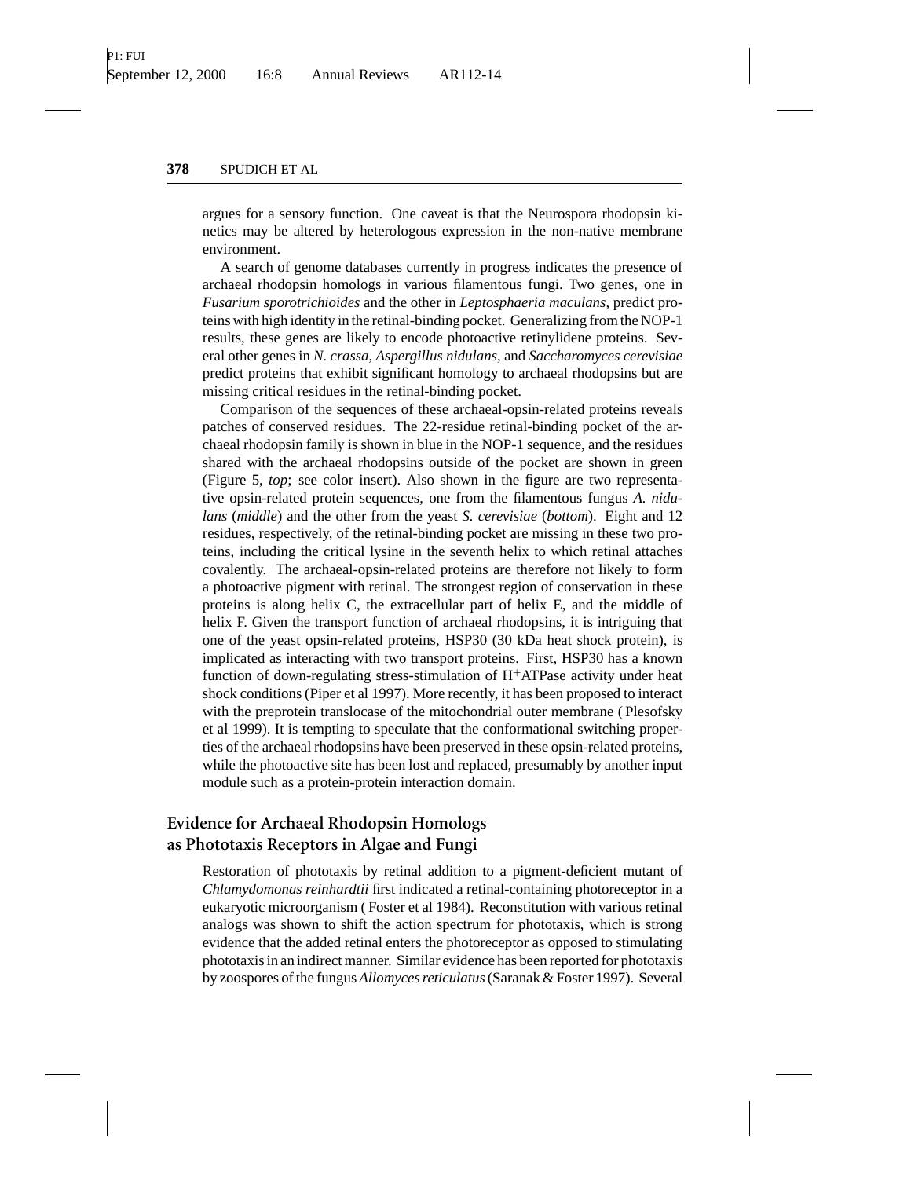argues for a sensory function. One caveat is that the Neurospora rhodopsin kinetics may be altered by heterologous expression in the non-native membrane environment.

A search of genome databases currently in progress indicates the presence of archaeal rhodopsin homologs in various filamentous fungi. Two genes, one in *Fusarium sporotrichioides* and the other in *Leptosphaeria maculans*, predict proteins with high identity in the retinal-binding pocket. Generalizing from the NOP-1 results, these genes are likely to encode photoactive retinylidene proteins. Several other genes in *N. crassa, Aspergillus nidulans*, and *Saccharomyces cerevisiae* predict proteins that exhibit significant homology to archaeal rhodopsins but are missing critical residues in the retinal-binding pocket.

Comparison of the sequences of these archaeal-opsin-related proteins reveals patches of conserved residues. The 22-residue retinal-binding pocket of the archaeal rhodopsin family is shown in blue in the NOP-1 sequence, and the residues shared with the archaeal rhodopsins outside of the pocket are shown in green (Figure 5, *top*; see color insert). Also shown in the figure are two representative opsin-related protein sequences, one from the filamentous fungus *A. nidulans* (*middle*) and the other from the yeast *S. cerevisiae* (*bottom*). Eight and 12 residues, respectively, of the retinal-binding pocket are missing in these two proteins, including the critical lysine in the seventh helix to which retinal attaches covalently. The archaeal-opsin-related proteins are therefore not likely to form a photoactive pigment with retinal. The strongest region of conservation in these proteins is along helix C, the extracellular part of helix E, and the middle of helix F. Given the transport function of archaeal rhodopsins, it is intriguing that one of the yeast opsin-related proteins, HSP30 (30 kDa heat shock protein), is implicated as interacting with two transport proteins. First, HSP30 has a known function of down-regulating stress-stimulation of $H^+$ATPase activity under heat shock conditions (Piper et al 1997). More recently, it has been proposed to interact with the preprotein translocase of the mitochondrial outer membrane (Plesofsky et al 1999). It is tempting to speculate that the conformational switching properties of the archaeal rhodopsins have been preserved in these opsin-related proteins, while the photoactive site has been lost and replaced, presumably by another input module such as a protein-protein interaction domain.

## Evidence for Archaeal Rhodopsin Homologs as Phototaxis Receptors in Algae and Fungi

Restoration of phototaxis by retinal addition to a pigment-deficient mutant of *Chlamydomonas reinhardtii* first indicated a retinal-containing photoreceptor in a eukaryotic microorganism (Foster et al 1984). Reconstitution with various retinal analogs was shown to shift the action spectrum for phototaxis, which is strong evidence that the added retinal enters the photoreceptor as opposed to stimulating phototaxis in an indirect manner. Similar evidence has been reported for phototaxis by zoospores of the fungus *Allomyces reticulatus* (Saranak & Foster 1997). Several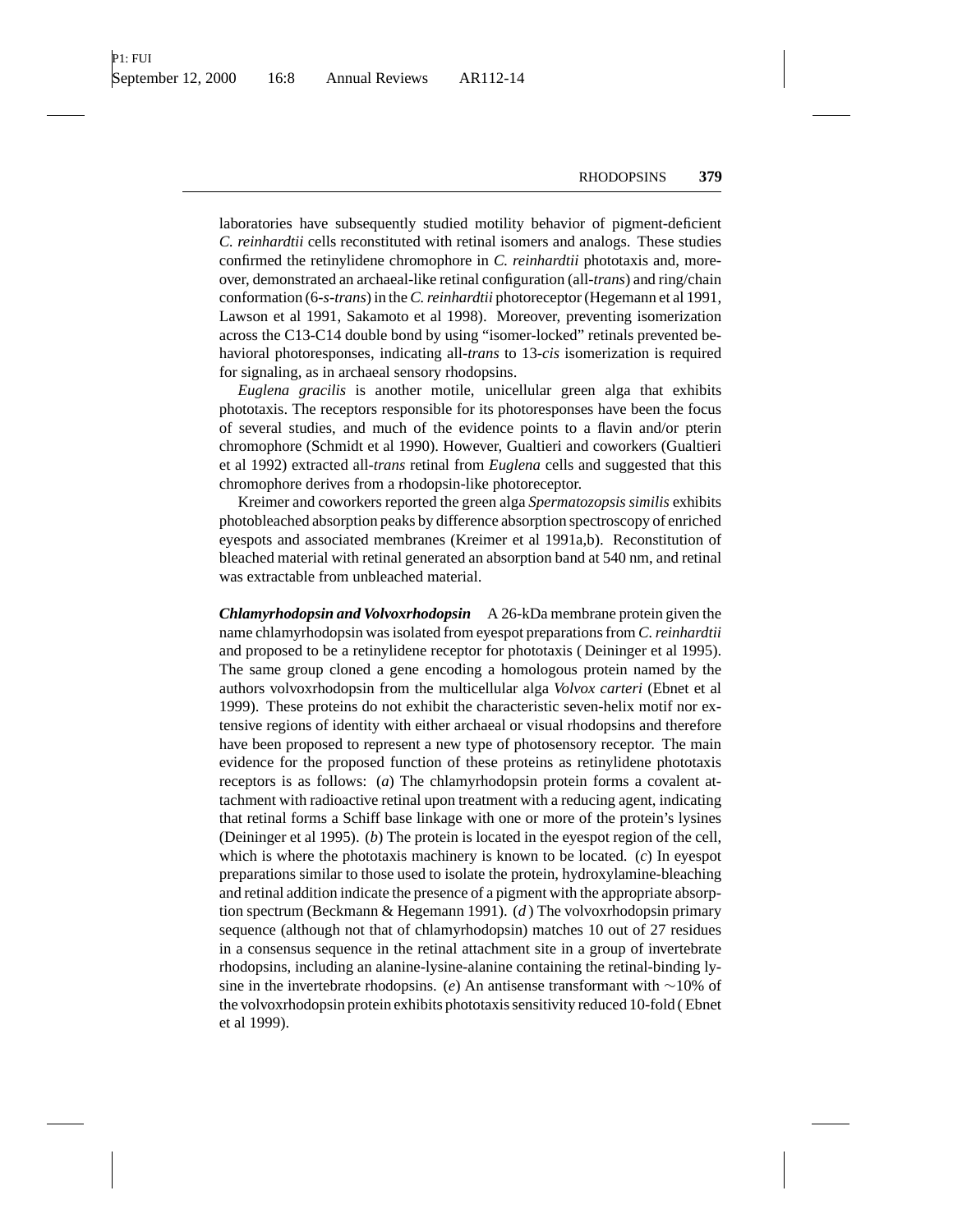laboratories have subsequently studied motility behavior of pigment-deficient *C. reinhardtii* cells reconstituted with retinal isomers and analogs. These studies confirmed the retinylidene chromophore in *C. reinhardtii* phototaxis and, moreover, demonstrated an archaeal-like retinal configuration (all-*trans*) and ring/chain conformation (6-*s*-*trans*) in the *C. reinhardtii* photoreceptor (Hegemann et al 1991, Lawson et al 1991, Sakamoto et al 1998). Moreover, preventing isomerization across the C13-C14 double bond by using "isomer-locked" retinals prevented behavioral photoresponses, indicating all-*trans* to 13-*cis* isomerization is required for signaling, as in archaeal sensory rhodopsins.

*Euglena gracilis* is another motile, unicellular green alga that exhibits phototaxis. The receptors responsible for its photoresponses have been the focus of several studies, and much of the evidence points to a flavin and/or pterin chromophore (Schmidt et al 1990). However, Gualtieri and coworkers (Gualtieri et al 1992) extracted all-*trans* retinal from *Euglena* cells and suggested that this chromophore derives from a rhodopsin-like photoreceptor.

Kreimer and coworkers reported the green alga *Spermatozopsis similis* exhibits photobleached absorption peaks by difference absorption spectroscopy of enriched eyespots and associated membranes (Kreimer et al 1991a,b). Reconstitution of bleached material with retinal generated an absorption band at 540 nm, and retinal was extractable from unbleached material.

***Chlamyrhodopsin and Volvoxrhodopsin*** A 26-kDa membrane protein given the name chlamyrhodopsin was isolated from eyespot preparations from *C. reinhardtii* and proposed to be a retinylidene receptor for phototaxis ( Deininger et al 1995). The same group cloned a gene encoding a homologous protein named by the authors volvoxrhodopsin from the multicellular alga *Volvox carteri* (Ebnet et al 1999). These proteins do not exhibit the characteristic seven-helix motif nor extensive regions of identity with either archaeal or visual rhodopsins and therefore have been proposed to represent a new type of photosensory receptor. The main evidence for the proposed function of these proteins as retinylidene phototaxis receptors is as follows: (*a*) The chlamyrhodopsin protein forms a covalent attachment with radioactive retinal upon treatment with a reducing agent, indicating that retinal forms a Schiff base linkage with one or more of the protein's lysines (Deininger et al 1995). (*b*) The protein is located in the eyespot region of the cell, which is where the phototaxis machinery is known to be located. (*c*) In eyespot preparations similar to those used to isolate the protein, hydroxylamine-bleaching and retinal addition indicate the presence of a pigment with the appropriate absorption spectrum (Beckmann & Hegemann 1991). (*d* ) The volvoxrhodopsin primary sequence (although not that of chlamyrhodopsin) matches 10 out of 27 residues in a consensus sequence in the retinal attachment site in a group of invertebrate rhodopsins, including an alanine-lysine-alanine containing the retinal-binding lysine in the invertebrate rhodopsins. (*e*) An antisense transformant with ∼10% of the volvoxrhodopsin protein exhibits phototaxis sensitivity reduced 10-fold ( Ebnet et al 1999).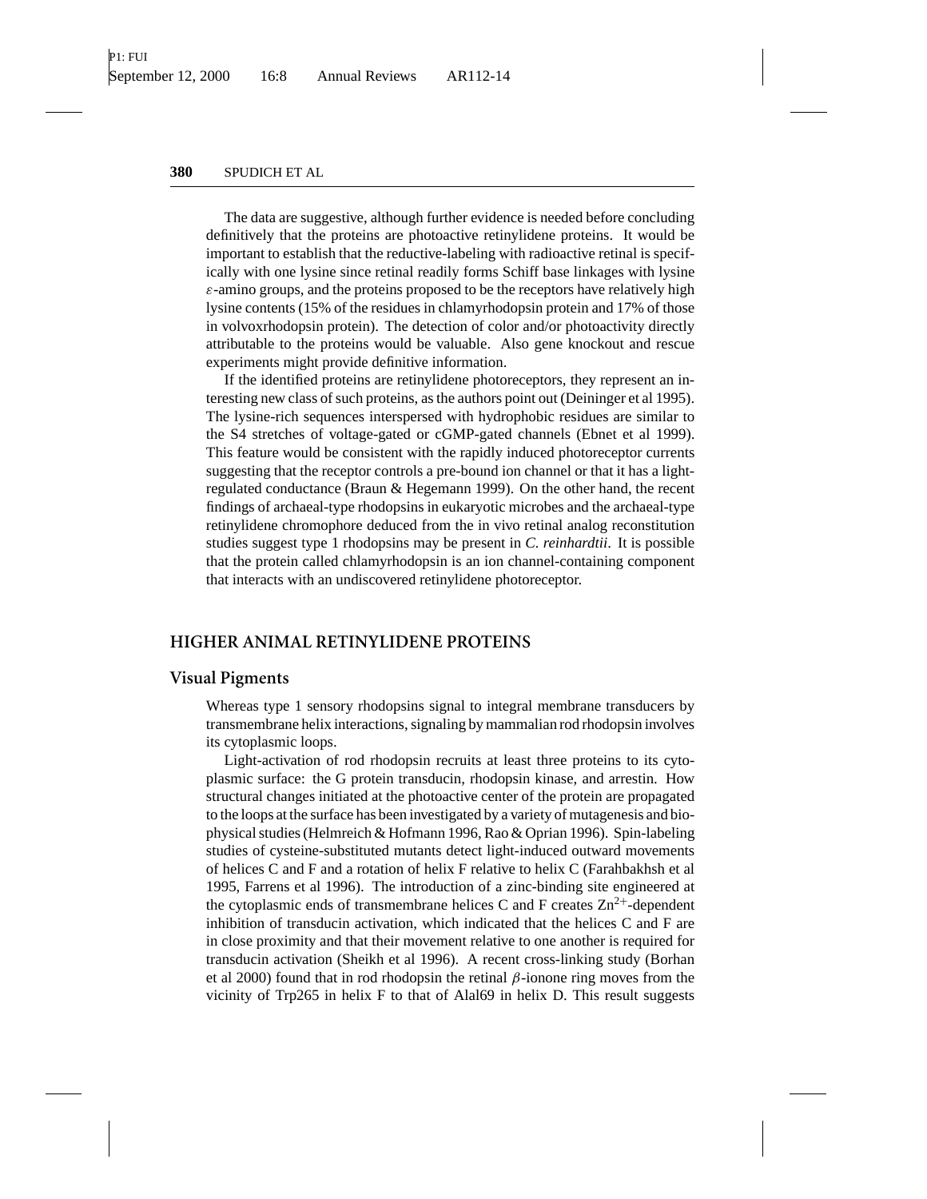The data are suggestive, although further evidence is needed before concluding definitively that the proteins are photoactive retinylidene proteins. It would be important to establish that the reductive-labeling with radioactive retinal is specifically with one lysine since retinal readily forms Schiff base linkages with lysine $\varepsilon$-amino groups, and the proteins proposed to be the receptors have relatively high lysine contents (15% of the residues in chlamyrhodopsin protein and 17% of those in volvoxrhodopsin protein). The detection of color and/or photoactivity directly attributable to the proteins would be valuable. Also gene knockout and rescue experiments might provide definitive information.

If the identified proteins are retinylidene photoreceptors, they represent an interesting new class of such proteins, as the authors point out (Deininger et al 1995). The lysine-rich sequences interspersed with hydrophobic residues are similar to the S4 stretches of voltage-gated or cGMP-gated channels (Ebnet et al 1999). This feature would be consistent with the rapidly induced photoreceptor currents suggesting that the receptor controls a pre-bound ion channel or that it has a light-regulated conductance (Braun & Hegemann 1999). On the other hand, the recent findings of archaeal-type rhodopsins in eukaryotic microbes and the archaeal-type retinylidene chromophore deduced from the in vivo retinal analog reconstitution studies suggest type 1 rhodopsins may be present in *C. reinhardtii*. It is possible that the protein called chlamyrhodopsin is an ion channel-containing component that interacts with an undiscovered retinylidene photoreceptor.

## HIGHER ANIMAL RETINYLIDENE PROTEINS

### Visual Pigments

Whereas type 1 sensory rhodopsins signal to integral membrane transducers by transmembrane helix interactions, signaling by mammalian rod rhodopsin involves its cytoplasmic loops.

Light-activation of rod rhodopsin recruits at least three proteins to its cytoplasmic surface: the G protein transducin, rhodopsin kinase, and arrestin. How structural changes initiated at the photoactive center of the protein are propagated to the loops at the surface has been investigated by a variety of mutagenesis and biophysical studies (Helmreich & Hofmann 1996, Rao & Oprian 1996). Spin-labeling studies of cysteine-substituted mutants detect light-induced outward movements of helices C and F and a rotation of helix F relative to helix C (Farahbakhsh et al 1995, Farrens et al 1996). The introduction of a zinc-binding site engineered at the cytoplasmic ends of transmembrane helices C and F creates $Zn^{2+}$-dependent inhibition of transducin activation, which indicated that the helices C and F are in close proximity and that their movement relative to one another is required for transducin activation (Sheikh et al 1996). A recent cross-linking study (Borhan et al 2000) found that in rod rhodopsin the retinal $\beta$-ionone ring moves from the vicinity of Trp265 in helix F to that of Alal69 in helix D. This result suggests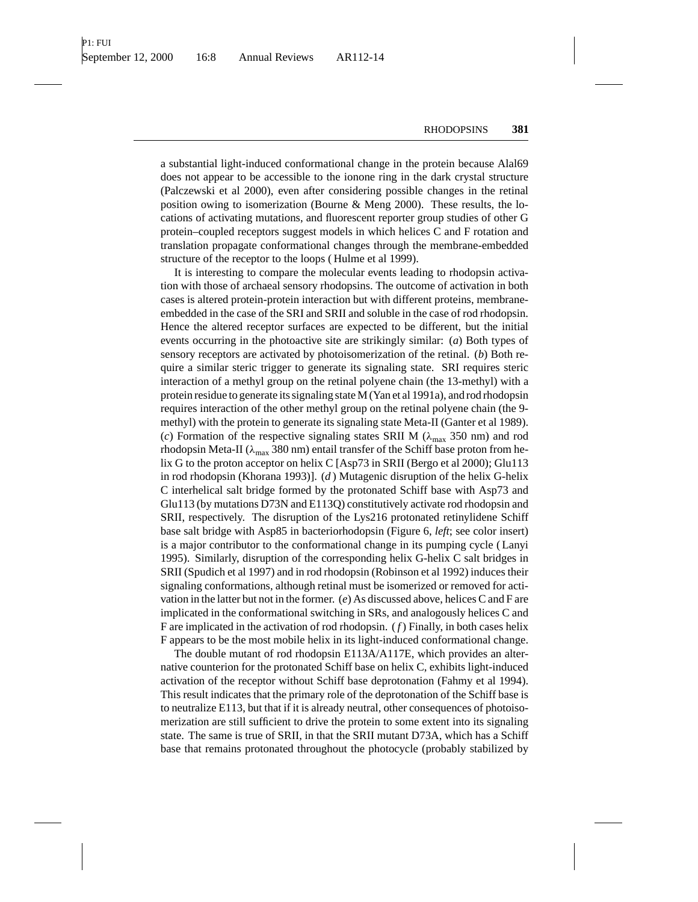a substantial light-induced conformational change in the protein because Alal69 does not appear to be accessible to the ionone ring in the dark crystal structure (Palczewski et al 2000), even after considering possible changes in the retinal position owing to isomerization (Bourne & Meng 2000). These results, the locations of activating mutations, and fluorescent reporter group studies of other G protein–coupled receptors suggest models in which helices C and F rotation and translation propagate conformational changes through the membrane-embedded structure of the receptor to the loops ( Hulme et al 1999).

It is interesting to compare the molecular events leading to rhodopsin activation with those of archaeal sensory rhodopsins. The outcome of activation in both cases is altered protein-protein interaction but with different proteins, membrane-embedded in the case of the SRI and SRII and soluble in the case of rod rhodopsin. Hence the altered receptor surfaces are expected to be different, but the initial events occurring in the photoactive site are strikingly similar: (*a*) Both types of sensory receptors are activated by photoisomerization of the retinal. (*b*) Both require a similar steric trigger to generate its signaling state. SRI requires steric interaction of a methyl group on the retinal polyene chain (the 13-methyl) with a protein residue to generate its signaling state M (Yan et al 1991a), and rod rhodopsin requires interaction of the other methyl group on the retinal polyene chain (the 9-methyl) with the protein to generate its signaling state Meta-II (Ganter et al 1989). (*c*) Formation of the respective signaling states SRII M ($\lambda_{max}$ 350 nm) and rod rhodopsin Meta-II ($\lambda_{max}$ 380 nm) entail transfer of the Schiff base proton from helix G to the proton acceptor on helix C [Asp73 in SRII (Bergo et al 2000); Glu113 in rod rhodopsin (Khorana 1993)]. (*d*) Mutagenic disruption of the helix G-helix C interhelical salt bridge formed by the protonated Schiff base with Asp73 and Glu113 (by mutations D73N and E113Q) constitutively activate rod rhodopsin and SRII, respectively. The disruption of the Lys216 protonated retinylidene Schiff base salt bridge with Asp85 in bacteriorhodopsin (Figure 6, *left*; see color insert) is a major contributor to the conformational change in its pumping cycle ( Lanyi 1995). Similarly, disruption of the corresponding helix G-helix C salt bridges in SRII (Spudich et al 1997) and in rod rhodopsin (Robinson et al 1992) induces their signaling conformations, although retinal must be isomerized or removed for activation in the latter but not in the former. (*e*) As discussed above, helices C and F are implicated in the conformational switching in SRs, and analogously helices C and F are implicated in the activation of rod rhodopsin. (*f*) Finally, in both cases helix F appears to be the most mobile helix in its light-induced conformational change.

The double mutant of rod rhodopsin E113A/A117E, which provides an alternative counterion for the protonated Schiff base on helix C, exhibits light-induced activation of the receptor without Schiff base deprotonation (Fahmy et al 1994). This result indicates that the primary role of the deprotonation of the Schiff base is to neutralize E113, but that if it is already neutral, other consequences of photoisomerization are still sufficient to drive the protein to some extent into its signaling state. The same is true of SRII, in that the SRII mutant D73A, which has a Schiff base that remains protonated throughout the photocycle (probably stabilized by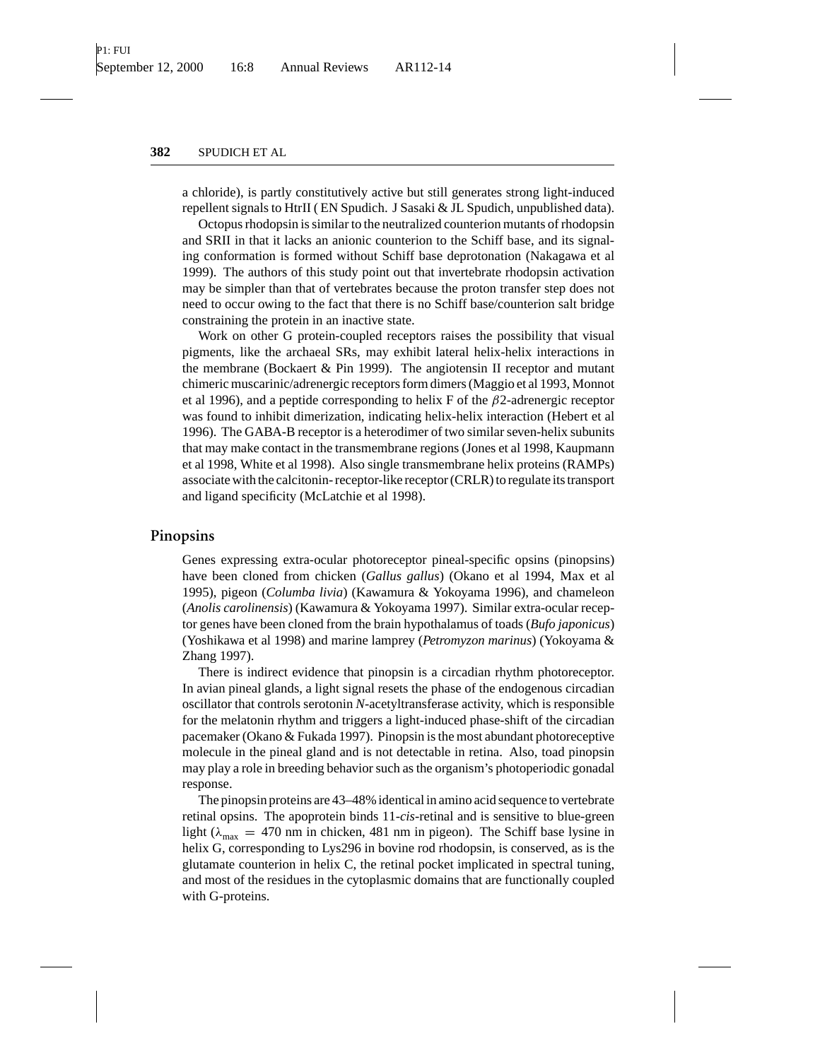a chloride), is partly constitutively active but still generates strong light-induced repellent signals to HtrII ( EN Spudich. J Sasaki & JL Spudich, unpublished data).

Octopus rhodopsin is similar to the neutralized counterion mutants of rhodopsin and SRII in that it lacks an anionic counterion to the Schiff base, and its signaling conformation is formed without Schiff base deprotonation (Nakagawa et al 1999). The authors of this study point out that invertebrate rhodopsin activation may be simpler than that of vertebrates because the proton transfer step does not need to occur owing to the fact that there is no Schiff base/counterion salt bridge constraining the protein in an inactive state.

Work on other G protein-coupled receptors raises the possibility that visual pigments, like the archaeal SRs, may exhibit lateral helix-helix interactions in the membrane (Bockaert & Pin 1999). The angiotensin II receptor and mutant chimeric muscarinic/adrenergic receptors form dimers (Maggio et al 1993, Monnot et al 1996), and a peptide corresponding to helix F of the $\beta$2-adrenergic receptor was found to inhibit dimerization, indicating helix-helix interaction (Hebert et al 1996). The GABA-B receptor is a heterodimer of two similar seven-helix subunits that may make contact in the transmembrane regions (Jones et al 1998, Kaupmann et al 1998, White et al 1998). Also single transmembrane helix proteins (RAMPs) associate with the calcitonin- receptor-like receptor (CRLR) to regulate its transport and ligand specificity (McLatchie et al 1998).

## Pinopsins

Genes expressing extra-ocular photoreceptor pineal-specific opsins (pinopsins) have been cloned from chicken (*Gallus gallus*) (Okano et al 1994, Max et al 1995), pigeon (*Columba livia*) (Kawamura & Yokoyama 1996), and chameleon (*Anolis carolinensis*) (Kawamura & Yokoyama 1997). Similar extra-ocular receptor genes have been cloned from the brain hypothalamus of toads (*Bufo japonicus*) (Yoshikawa et al 1998) and marine lamprey (*Petromyzon marinus*) (Yokoyama & Zhang 1997).

There is indirect evidence that pinopsin is a circadian rhythm photoreceptor. In avian pineal glands, a light signal resets the phase of the endogenous circadian oscillator that controls serotonin *N*-acetyltransferase activity, which is responsible for the melatonin rhythm and triggers a light-induced phase-shift of the circadian pacemaker (Okano & Fukada 1997). Pinopsin is the most abundant photoreceptive molecule in the pineal gland and is not detectable in retina. Also, toad pinopsin may play a role in breeding behavior such as the organism's photoperiodic gonadal response.

The pinopsin proteins are 43–48% identical in amino acid sequence to vertebrate retinal opsins. The apoprotein binds 11-*cis*-retinal and is sensitive to blue-green light ($\lambda_{max} = 470$ nm in chicken, 481 nm in pigeon). The Schiff base lysine in helix G, corresponding to Lys296 in bovine rod rhodopsin, is conserved, as is the glutamate counterion in helix C, the retinal pocket implicated in spectral tuning, and most of the residues in the cytoplasmic domains that are functionally coupled with G-proteins.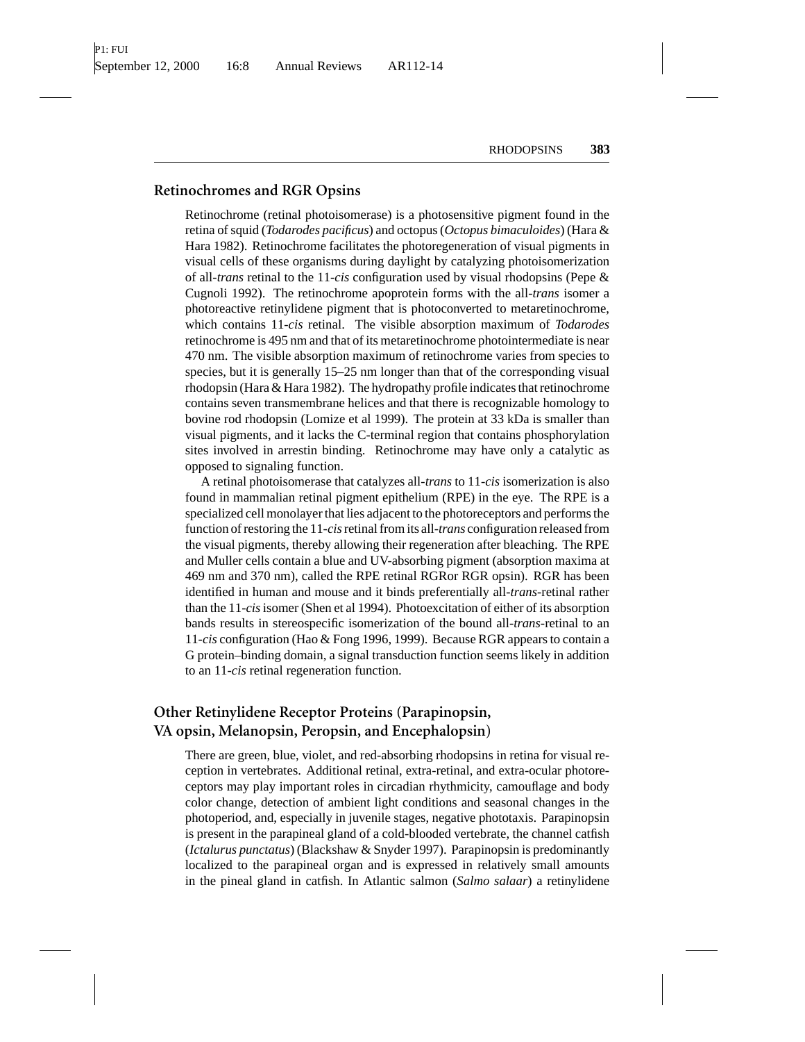## Retinochromes and RGR Opsins

Retinochrome (retinal photoisomerase) is a photosensitive pigment found in the retina of squid (*Todarodes pacificus*) and octopus (*Octopus bimaculoides*) (Hara & Hara 1982). Retinochrome facilitates the photoregeneration of visual pigments in visual cells of these organisms during daylight by catalyzing photoisomerization of all-*trans* retinal to the 11-*cis* configuration used by visual rhodopsins (Pepe & Cugnoli 1992). The retinochrome apoprotein forms with the all-*trans* isomer a photoreactive retinylidene pigment that is photoconverted to metaretinochrome, which contains 11-*cis* retinal. The visible absorption maximum of *Todarodes* retinochrome is 495 nm and that of its metaretinochrome photointermediate is near 470 nm. The visible absorption maximum of retinochrome varies from species to species, but it is generally 15–25 nm longer than that of the corresponding visual rhodopsin (Hara & Hara 1982). The hydropathy profile indicates that retinochrome contains seven transmembrane helices and that there is recognizable homology to bovine rod rhodopsin (Lomize et al 1999). The protein at 33 kDa is smaller than visual pigments, and it lacks the C-terminal region that contains phosphorylation sites involved in arrestin binding. Retinochrome may have only a catalytic as opposed to signaling function.

A retinal photoisomerase that catalyzes all-*trans* to 11-*cis* isomerization is also found in mammalian retinal pigment epithelium (RPE) in the eye. The RPE is a specialized cell monolayer that lies adjacent to the photoreceptors and performs the function of restoring the 11-*cis* retinal from its all-*trans* configuration released from the visual pigments, thereby allowing their regeneration after bleaching. The RPE and Muller cells contain a blue and UV-absorbing pigment (absorption maxima at 469 nm and 370 nm), called the RPE retinal RGRor RGR opsin). RGR has been identified in human and mouse and it binds preferentially all-*trans*-retinal rather than the 11-*cis* isomer (Shen et al 1994). Photoexcitation of either of its absorption bands results in stereospecific isomerization of the bound all-*trans*-retinal to an 11-*cis* configuration (Hao & Fong 1996, 1999). Because RGR appears to contain a G protein–binding domain, a signal transduction function seems likely in addition to an 11-*cis* retinal regeneration function.

## Other Retinylidene Receptor Proteins (Parapinopsin, VA opsin, Melanopsin, Peropsin, and Encephalopsin)

There are green, blue, violet, and red-absorbing rhodopsins in retina for visual reception in vertebrates. Additional retinal, extra-retinal, and extra-ocular photoreceptors may play important roles in circadian rhythmicity, camouflage and body color change, detection of ambient light conditions and seasonal changes in the photoperiod, and, especially in juvenile stages, negative phototaxis. Parapinopsin is present in the parapineal gland of a cold-blooded vertebrate, the channel catfish (*Ictalurus punctatus*) (Blackshaw & Snyder 1997). Parapinopsin is predominantly localized to the parapineal organ and is expressed in relatively small amounts in the pineal gland in catfish. In Atlantic salmon (*Salmo salaar*) a retinylidene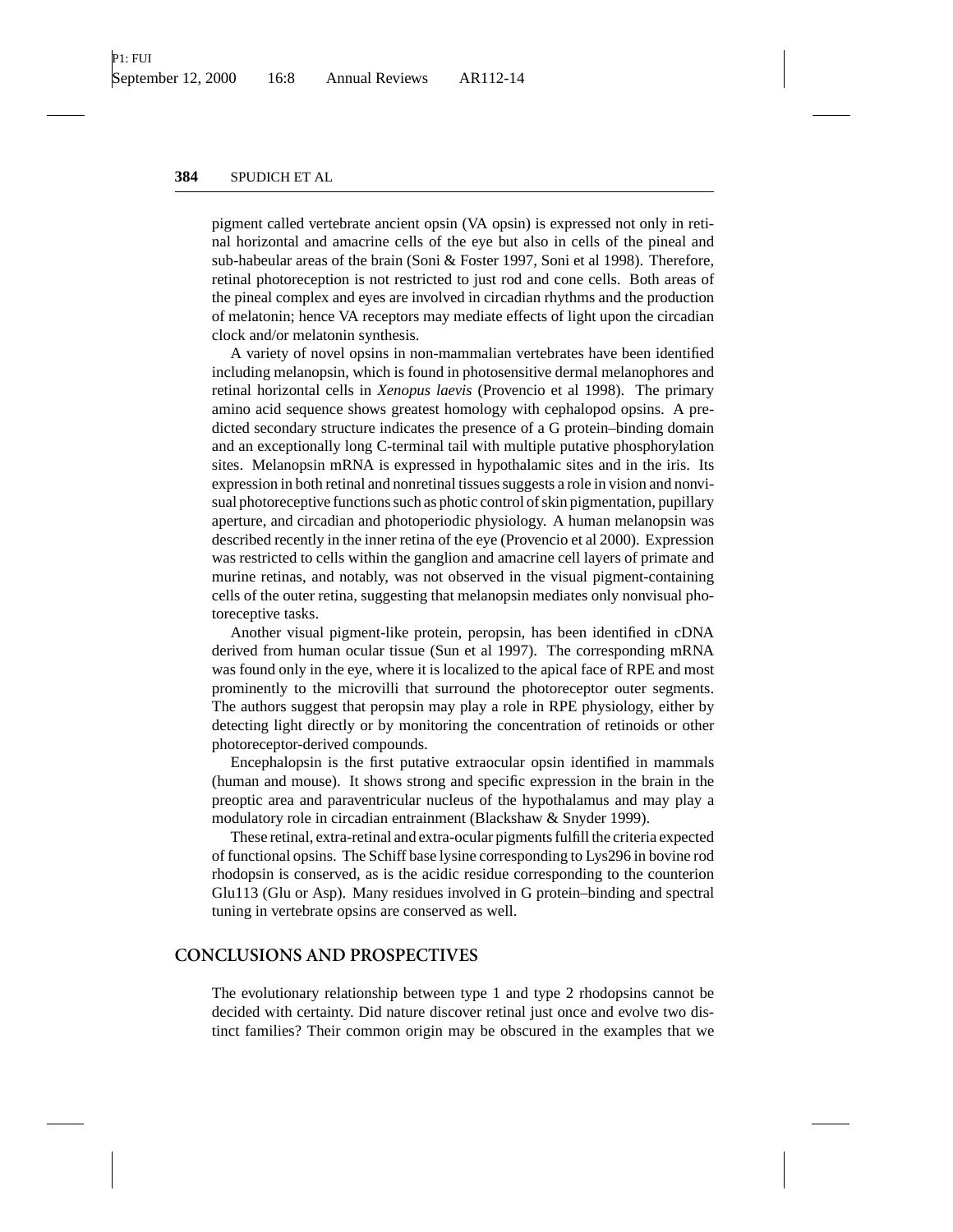pigment called vertebrate ancient opsin (VA opsin) is expressed not only in retinal horizontal and amacrine cells of the eye but also in cells of the pineal and sub-habeular areas of the brain (Soni & Foster 1997, Soni et al 1998). Therefore, retinal photoreception is not restricted to just rod and cone cells. Both areas of the pineal complex and eyes are involved in circadian rhythms and the production of melatonin; hence VA receptors may mediate effects of light upon the circadian clock and/or melatonin synthesis.

A variety of novel opsins in non-mammalian vertebrates have been identified including melanopsin, which is found in photosensitive dermal melanophores and retinal horizontal cells in *Xenopus laevis* (Provencio et al 1998). The primary amino acid sequence shows greatest homology with cephalopod opsins. A predicted secondary structure indicates the presence of a G protein–binding domain and an exceptionally long C-terminal tail with multiple putative phosphorylation sites. Melanopsin mRNA is expressed in hypothalamic sites and in the iris. Its expression in both retinal and nonretinal tissues suggests a role in vision and nonvisual photoreceptive functions such as photic control of skin pigmentation, pupillary aperture, and circadian and photoperiodic physiology. A human melanopsin was described recently in the inner retina of the eye (Provencio et al 2000). Expression was restricted to cells within the ganglion and amacrine cell layers of primate and murine retinas, and notably, was not observed in the visual pigment-containing cells of the outer retina, suggesting that melanopsin mediates only nonvisual photoreceptive tasks.

Another visual pigment-like protein, peropsin, has been identified in cDNA derived from human ocular tissue (Sun et al 1997). The corresponding mRNA was found only in the eye, where it is localized to the apical face of RPE and most prominently to the microvilli that surround the photoreceptor outer segments. The authors suggest that peropsin may play a role in RPE physiology, either by detecting light directly or by monitoring the concentration of retinoids or other photoreceptor-derived compounds.

Encephalopsin is the first putative extraocular opsin identified in mammals (human and mouse). It shows strong and specific expression in the brain in the preoptic area and paraventricular nucleus of the hypothalamus and may play a modulatory role in circadian entrainment (Blackshaw & Snyder 1999).

These retinal, extra-retinal and extra-ocular pigments fulfill the criteria expected of functional opsins. The Schiff base lysine corresponding to Lys296 in bovine rod rhodopsin is conserved, as is the acidic residue corresponding to the counterion Glu113 (Glu or Asp). Many residues involved in G protein–binding and spectral tuning in vertebrate opsins are conserved as well.

## CONCLUSIONS AND PROSPECTIVES

The evolutionary relationship between type 1 and type 2 rhodopsins cannot be decided with certainty. Did nature discover retinal just once and evolve two distinct families? Their common origin may be obscured in the examples that we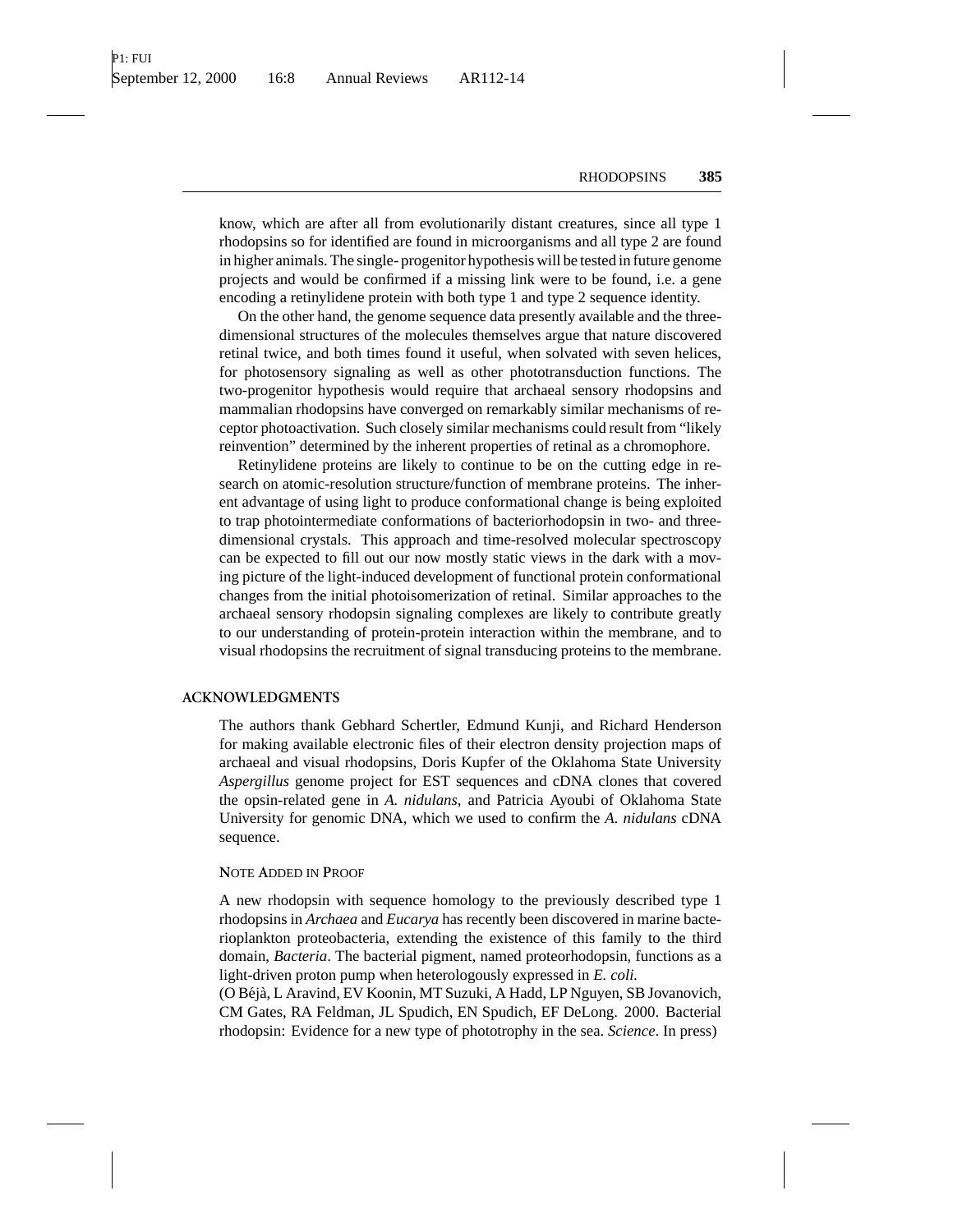know, which are after all from evolutionarily distant creatures, since all type 1 rhodopsins so for identified are found in microorganisms and all type 2 are found in higher animals. The single- progenitor hypothesis will be tested in future genome projects and would be confirmed if a missing link were to be found, i.e. a gene encoding a retinylidene protein with both type 1 and type 2 sequence identity.

On the other hand, the genome sequence data presently available and the three-dimensional structures of the molecules themselves argue that nature discovered retinal twice, and both times found it useful, when solvated with seven helices, for photosensory signaling as well as other phototransduction functions. The two-progenitor hypothesis would require that archaeal sensory rhodopsins and mammalian rhodopsins have converged on remarkably similar mechanisms of receptor photoactivation. Such closely similar mechanisms could result from "likely reinvention" determined by the inherent properties of retinal as a chromophore.

Retinylidene proteins are likely to continue to be on the cutting edge in research on atomic-resolution structure/function of membrane proteins. The inherent advantage of using light to produce conformational change is being exploited to trap photointermediate conformations of bacteriorhodopsin in two- and three-dimensional crystals. This approach and time-resolved molecular spectroscopy can be expected to fill out our now mostly static views in the dark with a moving picture of the light-induced development of functional protein conformational changes from the initial photoisomerization of retinal. Similar approaches to the archaeal sensory rhodopsin signaling complexes are likely to contribute greatly to our understanding of protein-protein interaction within the membrane, and to visual rhodopsins the recruitment of signal transducing proteins to the membrane.

## ACKNOWLEDGMENTS

The authors thank Gebhard Schertler, Edmund Kunji, and Richard Henderson for making available electronic files of their electron density projection maps of archaeal and visual rhodopsins, Doris Kupfer of the Oklahoma State University *Aspergillus* genome project for EST sequences and cDNA clones that covered the opsin-related gene in *A. nidulans*, and Patricia Ayoubi of Oklahoma State University for genomic DNA, which we used to confirm the *A. nidulans* cDNA sequence.

### NOTE ADDED IN PROOF

A new rhodopsin with sequence homology to the previously described type 1 rhodopsins in *Archaea* and *Eucarya* has recently been discovered in marine bacterioplankton proteobacteria, extending the existence of this family to the third domain, *Bacteria*. The bacterial pigment, named proteorhodopsin, functions as a light-driven proton pump when heterologously expressed in *E. coli.*
(O Béjà, L Aravind, EV Koonin, MT Suzuki, A Hadd, LP Nguyen, SB Jovanovich, CM Gates, RA Feldman, JL Spudich, EN Spudich, EF DeLong. 2000. Bacterial rhodopsin: Evidence for a new type of phototrophy in the sea. *Science*. In press)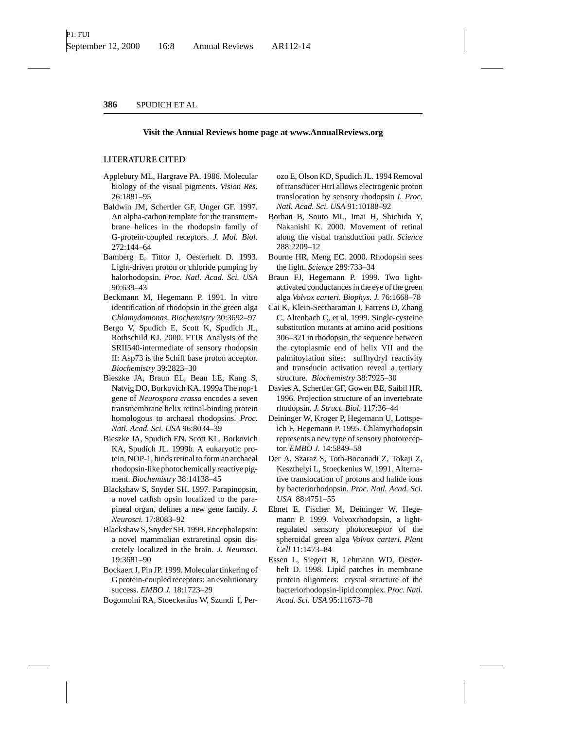**Visit the Annual Reviews home page at www.AnnualReviews.org**

## LITERATURE CITED

Applebury ML, Hargrave PA. 1986. Molecular biology of the visual pigments. *Vision Res.* 26:1881–95

Baldwin JM, Schertler GF, Unger GF. 1997. An alpha-carbon template for the transmembrane helices in the rhodopsin family of G-protein-coupled receptors. *J. Mol. Biol.* 272:144–64

Bamberg E, Tittor J, Oesterhelt D. 1993. Light-driven proton or chloride pumping by halorhodopsin. *Proc. Natl. Acad. Sci. USA* 90:639–43

Beckmann M, Hegemann P. 1991. In vitro identification of rhodopsin in the green alga *Chlamydomonas*. *Biochemistry* 30:3692–97

Bergo V, Spudich E, Scott K, Spudich JL, Rothschild KJ. 2000. FTIR Analysis of the SRII540-intermediate of sensory rhodopsin II: Asp73 is the Schiff base proton acceptor. *Biochemistry* 39:2823–30

Bieszke JA, Braun EL, Bean LE, Kang S, Natvig DO, Borkovich KA. 1999a The nop-1 gene of *Neurospora crassa* encodes a seven transmembrane helix retinal-binding protein homologous to archaeal rhodopsins. *Proc. Natl. Acad. Sci. USA* 96:8034–39

Bieszke JA, Spudich EN, Scott KL, Borkovich KA, Spudich JL. 1999b. A eukaryotic protein, NOP-1, binds retinal to form an archaeal rhodopsin-like photochemically reactive pigment. *Biochemistry* 38:14138–45

Blackshaw S, Snyder SH. 1997. Parapinopsin, a novel catfish opsin localized to the parapineal organ, defines a new gene family. *J. Neurosci.* 17:8083–92

Blackshaw S, Snyder SH. 1999. Encephalopsin: a novel mammalian extraretinal opsin discretely localized in the brain. *J. Neurosci.* 19:3681–90

Bockaert J, Pin JP. 1999. Molecular tinkering of G protein-coupled receptors: an evolutionary success. *EMBO J.* 18:1723–29

Bogomolni RA, Stoeckenius W, Szundi I, Perozo E, Olson KD, Spudich JL. 1994 Removal of transducer HtrI allows electrogenic proton translocation by sensory rhodopsin *I. Proc. Natl. Acad. Sci. USA* 91:10188–92

Borhan B, Souto ML, Imai H, Shichida Y, Nakanishi K. 2000. Movement of retinal along the visual transduction path. *Science* 288:2209–12

Bourne HR, Meng EC. 2000. Rhodopsin sees the light. *Science* 289:733–34

Braun FJ, Hegemann P. 1999. Two light-activated conductances in the eye of the green alga *Volvox carteri*. *Biophys. J.* 76:1668–78

Cai K, Klein-Seetharaman J, Farrens D, Zhang C, Altenbach C, et al. 1999. Single-cysteine substitution mutants at amino acid positions 306–321 in rhodopsin, the sequence between the cytoplasmic end of helix VII and the palmitoylation sites: sulfhydryl reactivity and transducin activation reveal a tertiary structure. *Biochemistry* 38:7925–30

Davies A, Schertler GF, Gowen BE, Saibil HR. 1996. Projection structure of an invertebrate rhodopsin. *J. Struct. Biol.* 117:36–44

Deininger W, Kroger P, Hegemann U, Lottspeich F, Hegemann P. 1995. Chlamyrhodopsin represents a new type of sensory photoreceptor. *EMBO J.* 14:5849–58

Der A, Szaraz S, Toth-Boconadi Z, Tokaji Z, Keszthelyi L, Stoeckenius W. 1991. Alternative translocation of protons and halide ions by bacteriorhodopsin. *Proc. Natl. Acad. Sci. USA* 88:4751–55

Ebnet E, Fischer M, Deininger W, Hegemann P. 1999. Volvoxrhodopsin, a light-regulated sensory photoreceptor of the spheroidal green alga *Volvox carteri*. *Plant Cell* 11:1473–84

Essen L, Siegert R, Lehmann WD, Oesterhelt D. 1998. Lipid patches in membrane protein oligomers: crystal structure of the bacteriorhodopsin-lipid complex. *Proc. Natl. Acad. Sci. USA* 95:11673–78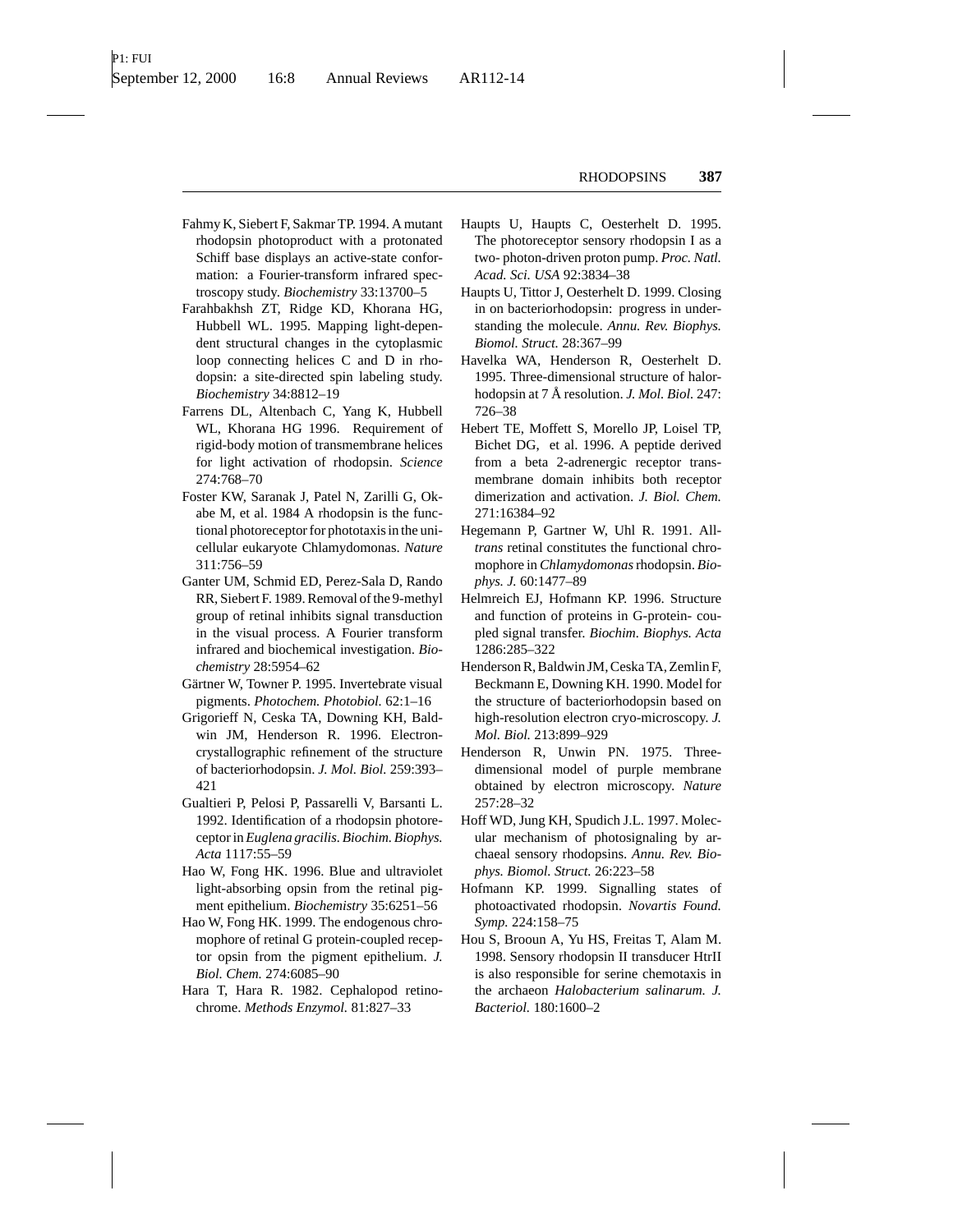Fahmy K, Siebert F, Sakmar TP. 1994. A mutant rhodopsin photoproduct with a protonated Schiff base displays an active-state conformation: a Fourier-transform infrared spectroscopy study. *Biochemistry* 33:13700–5

Farahbakhsh ZT, Ridge KD, Khorana HG, Hubbell WL. 1995. Mapping light-dependent structural changes in the cytoplasmic loop connecting helices C and D in rhodopsin: a site-directed spin labeling study. *Biochemistry* 34:8812–19

Farrens DL, Altenbach C, Yang K, Hubbell WL, Khorana HG 1996. Requirement of rigid-body motion of transmembrane helices for light activation of rhodopsin. *Science* 274:768–70

Foster KW, Saranak J, Patel N, Zarilli G, Okabe M, et al. 1984 A rhodopsin is the functional photoreceptor for phototaxis in the unicellular eukaryote Chlamydomonas. *Nature* 311:756–59

Ganter UM, Schmid ED, Perez-Sala D, Rando RR, Siebert F. 1989. Removal of the 9-methyl group of retinal inhibits signal transduction in the visual process. A Fourier transform infrared and biochemical investigation. *Biochemistry* 28:5954–62

Gärtner W, Towner P. 1995. Invertebrate visual pigments. *Photochem. Photobiol.* 62:1–16

Grigorieff N, Ceska TA, Downing KH, Baldwin JM, Henderson R. 1996. Electron-crystallographic refinement of the structure of bacteriorhodopsin. *J. Mol. Biol.* 259:393–421

Gualtieri P, Pelosi P, Passarelli V, Barsanti L. 1992. Identification of a rhodopsin photoreceptor in *Euglena gracilis*. *Biochim. Biophys. Acta* 1117:55–59

Hao W, Fong HK. 1996. Blue and ultraviolet light-absorbing opsin from the retinal pigment epithelium. *Biochemistry* 35:6251–56

Hao W, Fong HK. 1999. The endogenous chromophore of retinal G protein-coupled receptor opsin from the pigment epithelium. *J. Biol. Chem.* 274:6085–90

Hara T, Hara R. 1982. Cephalopod retinochrome. *Methods Enzymol.* 81:827–33

Haupts U, Haupts C, Oesterhelt D. 1995. The photoreceptor sensory rhodopsin I as a two- photon-driven proton pump. *Proc. Natl. Acad. Sci. USA* 92:3834–38

Haupts U, Tittor J, Oesterhelt D. 1999. Closing in on bacteriorhodopsin: progress in understanding the molecule. *Annu. Rev. Biophys. Biomol. Struct.* 28:367–99

Havelka WA, Henderson R, Oesterhelt D. 1995. Three-dimensional structure of halorhodopsin at 7 Å resolution. *J. Mol. Biol.* 247: 726–38

Hebert TE, Moffett S, Morello JP, Loisel TP, Bichet DG, et al. 1996. A peptide derived from a beta 2-adrenergic receptor transmembrane domain inhibits both receptor dimerization and activation. *J. Biol. Chem.* 271:16384–92

Hegemann P, Gartner W, Uhl R. 1991. All-*trans* retinal constitutes the functional chromophore in *Chlamydomonas* rhodopsin. *Biophys. J.* 60:1477–89

Helmreich EJ, Hofmann KP. 1996. Structure and function of proteins in G-protein- coupled signal transfer. *Biochim. Biophys. Acta* 1286:285–322

Henderson R, Baldwin JM, Ceska TA, Zemlin F, Beckmann E, Downing KH. 1990. Model for the structure of bacteriorhodopsin based on high-resolution electron cryo-microscopy. *J. Mol. Biol.* 213:899–929

Henderson R, Unwin PN. 1975. Three-dimensional model of purple membrane obtained by electron microscopy. *Nature* 257:28–32

Hoff WD, Jung KH, Spudich J.L. 1997. Molecular mechanism of photosignaling by archaeal sensory rhodopsins. *Annu. Rev. Biophys. Biomol. Struct.* 26:223–58

Hofmann KP. 1999. Signalling states of photoactivated rhodopsin. *Novartis Found. Symp.* 224:158–75

Hou S, Brooun A, Yu HS, Freitas T, Alam M. 1998. Sensory rhodopsin II transducer HtrII is also responsible for serine chemotaxis in the archaeon *Halobacterium salinarum*. *J. Bacteriol.* 180:1600–2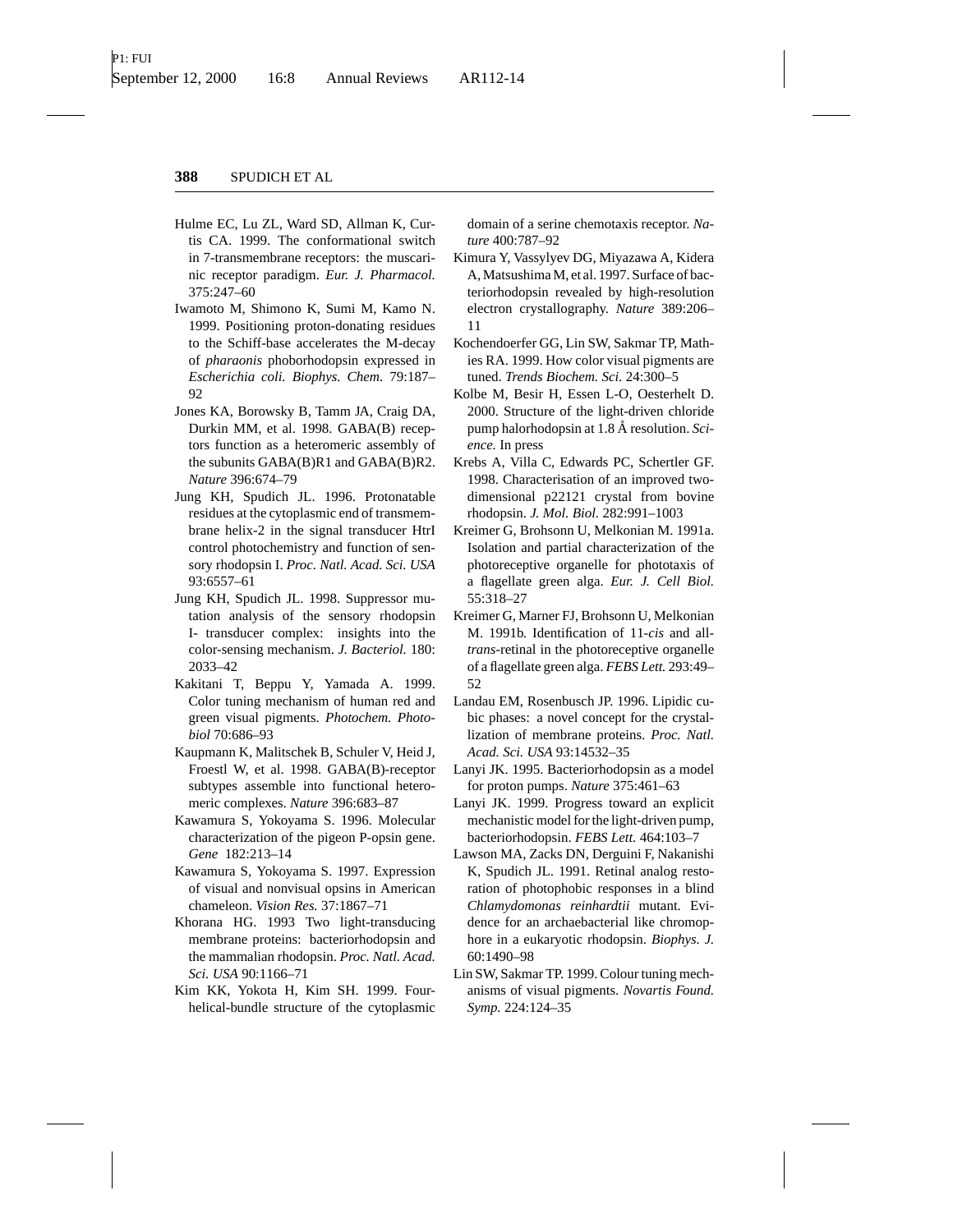Hulme EC, Lu ZL, Ward SD, Allman K, Curtis CA. 1999. The conformational switch in 7-transmembrane receptors: the muscarinic receptor paradigm. *Eur. J. Pharmacol.* 375:247–60

Iwamoto M, Shimono K, Sumi M, Kamo N. 1999. Positioning proton-donating residues to the Schiff-base accelerates the M-decay of *pharaonis* phoborhodopsin expressed in *Escherichia coli. Biophys. Chem.* 79:187–92

Jones KA, Borowsky B, Tamm JA, Craig DA, Durkin MM, et al. 1998. GABA(B) receptors function as a heteromeric assembly of the subunits GABA(B)R1 and GABA(B)R2. *Nature* 396:674–79

Jung KH, Spudich JL. 1996. Protonatable residues at the cytoplasmic end of transmembrane helix-2 in the signal transducer HtrI control photochemistry and function of sensory rhodopsin I. *Proc. Natl. Acad. Sci. USA* 93:6557–61

Jung KH, Spudich JL. 1998. Suppressor mutation analysis of the sensory rhodopsin I- transducer complex: insights into the color-sensing mechanism. *J. Bacteriol.* 180: 2033–42

Kakitani T, Beppu Y, Yamada A. 1999. Color tuning mechanism of human red and green visual pigments. *Photochem. Photobiol* 70:686–93

Kaupmann K, Malitschek B, Schuler V, Heid J, Froestl W, et al. 1998. GABA(B)-receptor subtypes assemble into functional heteromeric complexes. *Nature* 396:683–87

Kawamura S, Yokoyama S. 1996. Molecular characterization of the pigeon P-opsin gene. *Gene* 182:213–14

Kawamura S, Yokoyama S. 1997. Expression of visual and nonvisual opsins in American chameleon. *Vision Res.* 37:1867–71

Khorana HG. 1993 Two light-transducing membrane proteins: bacteriorhodopsin and the mammalian rhodopsin. *Proc. Natl. Acad. Sci. USA* 90:1166–71

Kim KK, Yokota H, Kim SH. 1999. Four-helical-bundle structure of the cytoplasmic domain of a serine chemotaxis receptor. *Nature* 400:787–92

Kimura Y, Vassylyev DG, Miyazawa A, Kidera A, Matsushima M, et al. 1997. Surface of bacteriorhodopsin revealed by high-resolution electron crystallography. *Nature* 389:206–11

Kochendoerfer GG, Lin SW, Sakmar TP, Mathies RA. 1999. How color visual pigments are tuned. *Trends Biochem. Sci.* 24:300–5

Kolbe M, Besir H, Essen L-O, Oesterhelt D. 2000. Structure of the light-driven chloride pump halorhodopsin at 1.8 Å resolution. *Science.* In press

Krebs A, Villa C, Edwards PC, Schertler GF. 1998. Characterisation of an improved two-dimensional p22121 crystal from bovine rhodopsin. *J. Mol. Biol.* 282:991–1003

Kreimer G, Brohsonn U, Melkonian M. 1991a. Isolation and partial characterization of the photoreceptive organelle for phototaxis of a flagellate green alga. *Eur. J. Cell Biol.* 55:318–27

Kreimer G, Marner FJ, Brohsonn U, Melkonian M. 1991b. Identification of 11-*cis* and all-*trans*-retinal in the photoreceptive organelle of a flagellate green alga. *FEBS Lett.* 293:49–52

Landau EM, Rosenbusch JP. 1996. Lipidic cubic phases: a novel concept for the crystallization of membrane proteins. *Proc. Natl. Acad. Sci. USA* 93:14532–35

Lanyi JK. 1995. Bacteriorhodopsin as a model for proton pumps. *Nature* 375:461–63

Lanyi JK. 1999. Progress toward an explicit mechanistic model for the light-driven pump, bacteriorhodopsin. *FEBS Lett.* 464:103–7

Lawson MA, Zacks DN, Derguini F, Nakanishi K, Spudich JL. 1991. Retinal analog restoration of photophobic responses in a blind *Chlamydomonas reinhardtii* mutant. Evidence for an archaebacterial like chromophore in a eukaryotic rhodopsin. *Biophys. J.* 60:1490–98

Lin SW, Sakmar TP. 1999. Colour tuning mechanisms of visual pigments. *Novartis Found. Symp.* 224:124–35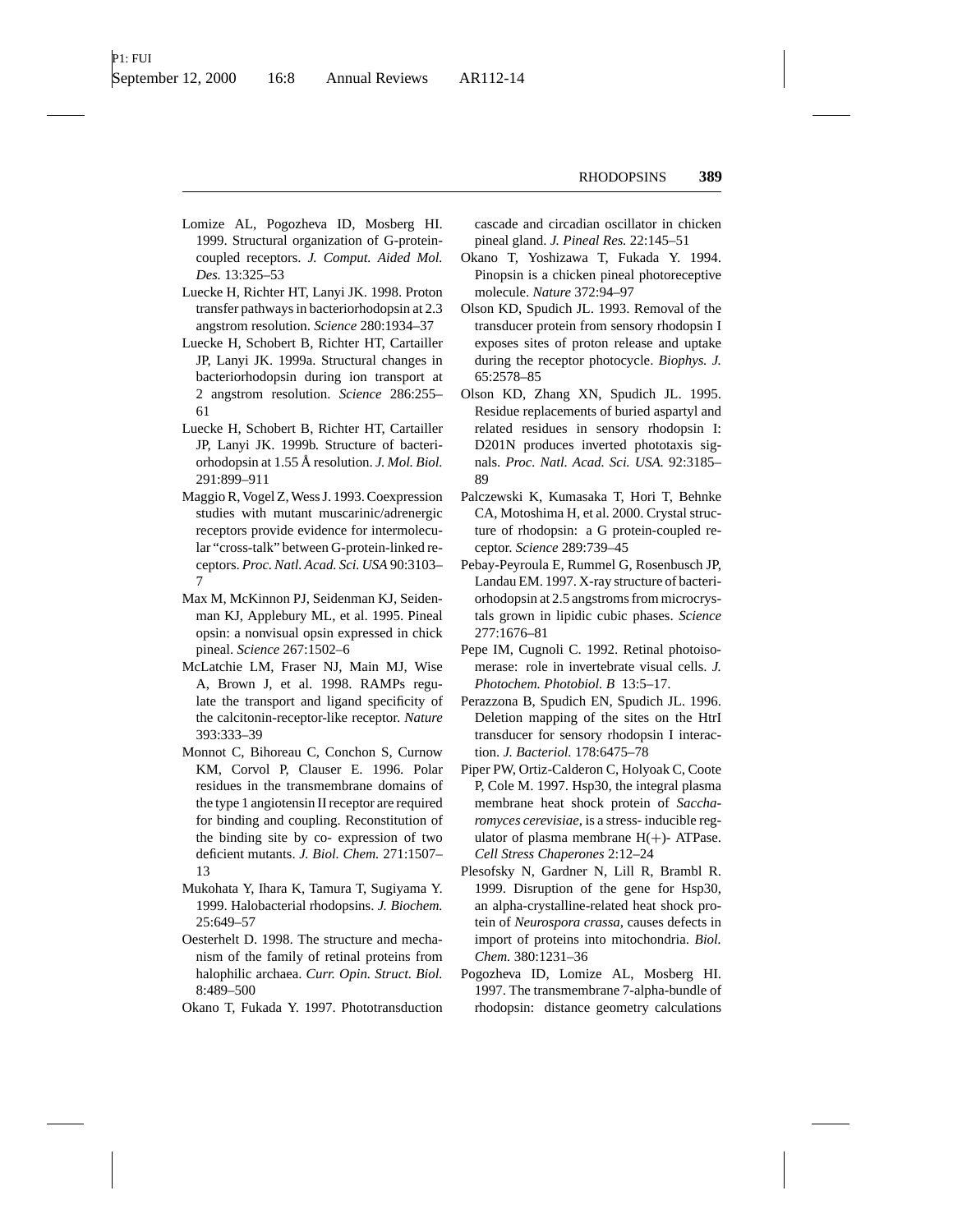Lomize AL, Pogozheva ID, Mosberg HI. 1999. Structural organization of G-protein-coupled receptors. *J. Comput. Aided Mol. Des.* 13:325–53

Luecke H, Richter HT, Lanyi JK. 1998. Proton transfer pathways in bacteriorhodopsin at 2.3 angstrom resolution. *Science* 280:1934–37

Luecke H, Schobert B, Richter HT, Cartailler JP, Lanyi JK. 1999a. Structural changes in bacteriorhodopsin during ion transport at 2 angstrom resolution. *Science* 286:255–61

Luecke H, Schobert B, Richter HT, Cartailler JP, Lanyi JK. 1999b. Structure of bacteriorhodopsin at 1.55 Å resolution. *J. Mol. Biol.* 291:899–911

Maggio R, Vogel Z, Wess J. 1993. Coexpression studies with mutant muscarinic/adrenergic receptors provide evidence for intermolecular "cross-talk" between G-protein-linked receptors. *Proc. Natl. Acad. Sci. USA* 90:3103–7

Max M, McKinnon PJ, Seidenman KJ, Seidenman KJ, Applebury ML, et al. 1995. Pineal opsin: a nonvisual opsin expressed in chick pineal. *Science* 267:1502–6

McLatchie LM, Fraser NJ, Main MJ, Wise A, Brown J, et al. 1998. RAMPs regulate the transport and ligand specificity of the calcitonin-receptor-like receptor. *Nature* 393:333–39

Monnot C, Bihoreau C, Conchon S, Curnow KM, Corvol P, Clauser E. 1996. Polar residues in the transmembrane domains of the type 1 angiotensin II receptor are required for binding and coupling. Reconstitution of the binding site by co- expression of two deficient mutants. *J. Biol. Chem.* 271:1507–13

Mukohata Y, Ihara K, Tamura T, Sugiyama Y. 1999. Halobacterial rhodopsins. *J. Biochem.* 25:649–57

Oesterhelt D. 1998. The structure and mechanism of the family of retinal proteins from halophilic archaea. *Curr. Opin. Struct. Biol.* 8:489–500

Okano T, Fukada Y. 1997. Phototransduction cascade and circadian oscillator in chicken pineal gland. *J. Pineal Res.* 22:145–51

Okano T, Yoshizawa T, Fukada Y. 1994. Pinopsin is a chicken pineal photoreceptive molecule. *Nature* 372:94–97

Olson KD, Spudich JL. 1993. Removal of the transducer protein from sensory rhodopsin I exposes sites of proton release and uptake during the receptor photocycle. *Biophys. J.* 65:2578–85

Olson KD, Zhang XN, Spudich JL. 1995. Residue replacements of buried aspartyl and related residues in sensory rhodopsin I: D201N produces inverted phototaxis signals. *Proc. Natl. Acad. Sci. USA.* 92:3185–89

Palczewski K, Kumasaka T, Hori T, Behnke CA, Motoshima H, et al. 2000. Crystal structure of rhodopsin: a G protein-coupled receptor. *Science* 289:739–45

Pebay-Peyroula E, Rummel G, Rosenbusch JP, Landau EM. 1997. X-ray structure of bacteriorhodopsin at 2.5 angstroms from microcrystals grown in lipidic cubic phases. *Science* 277:1676–81

Pepe IM, Cugnoli C. 1992. Retinal photoisomerase: role in invertebrate visual cells. *J. Photochem. Photobiol. B* 13:5–17.

Perazzona B, Spudich EN, Spudich JL. 1996. Deletion mapping of the sites on the HtrI transducer for sensory rhodopsin I interaction. *J. Bacteriol.* 178:6475–78

Piper PW, Ortiz-Calderon C, Holyoak C, Coote P, Cole M. 1997. Hsp30, the integral plasma membrane heat shock protein of *Saccharomyces cerevisiae*, is a stress- inducible regulator of plasma membrane H(+)- ATPase. *Cell Stress Chaperones* 2:12–24

Plesofsky N, Gardner N, Lill R, Brambl R. 1999. Disruption of the gene for Hsp30, an alpha-crystalline-related heat shock protein of *Neurospora crassa*, causes defects in import of proteins into mitochondria. *Biol. Chem.* 380:1231–36

Pogozheva ID, Lomize AL, Mosberg HI. 1997. The transmembrane 7-alpha-bundle of rhodopsin: distance geometry calculations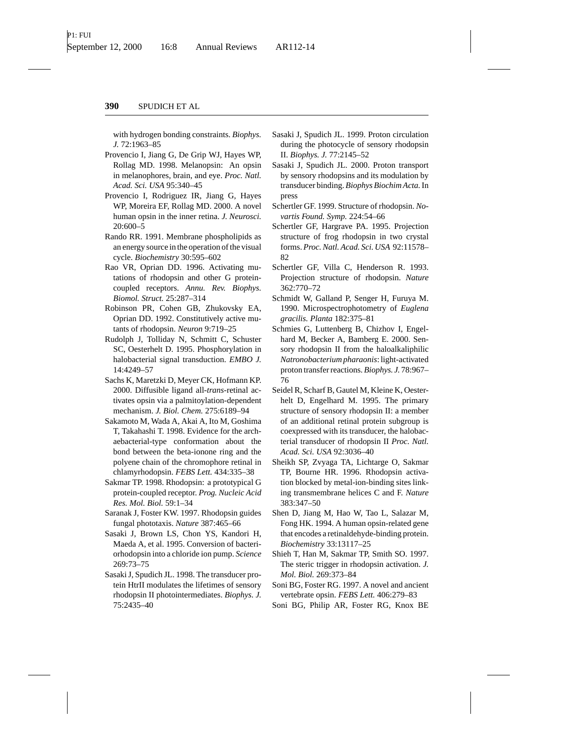with hydrogen bonding constraints. *Biophys. J.* 72:1963–85

Provencio I, Jiang G, De Grip WJ, Hayes WP, Rollag MD. 1998. Melanopsin: An opsin in melanophores, brain, and eye. *Proc. Natl. Acad. Sci. USA* 95:340–45

Provencio I, Rodriguez IR, Jiang G, Hayes WP, Moreira EF, Rollag MD. 2000. A novel human opsin in the inner retina. *J. Neurosci.* 20:600–5

Rando RR. 1991. Membrane phospholipids as an energy source in the operation of the visual cycle. *Biochemistry* 30:595–602

Rao VR, Oprian DD. 1996. Activating mutations of rhodopsin and other G protein-coupled receptors. *Annu. Rev. Biophys. Biomol. Struct.* 25:287–314

Robinson PR, Cohen GB, Zhukovsky EA, Oprian DD. 1992. Constitutively active mutants of rhodopsin. *Neuron* 9:719–25

Rudolph J, Tolliday N, Schmitt C, Schuster SC, Oesterhelt D. 1995. Phosphorylation in halobacterial signal transduction. *EMBO J.* 14:4249–57

Sachs K, Maretzki D, Meyer CK, Hofmann KP. 2000. Diffusible ligand all-*trans*-retinal activates opsin via a palmitoylation-dependent mechanism. *J. Biol. Chem.* 275:6189–94

Sakamoto M, Wada A, Akai A, Ito M, Goshima T, Takahashi T. 1998. Evidence for the archaebacterial-type conformation about the bond between the beta-ionone ring and the polyene chain of the chromophore retinal in chlamyrhodopsin. *FEBS Lett.* 434:335–38

Sakmar TP. 1998. Rhodopsin: a prototypical G protein-coupled receptor. *Prog. Nucleic Acid Res. Mol. Biol.* 59:1–34

Saranak J, Foster KW. 1997. Rhodopsin guides fungal phototaxis. *Nature* 387:465–66

Sasaki J, Brown LS, Chon YS, Kandori H, Maeda A, et al. 1995. Conversion of bacteriorhodopsin into a chloride ion pump. *Science* 269:73–75

Sasaki J, Spudich JL. 1998. The transducer protein HtrII modulates the lifetimes of sensory rhodopsin II photointermediates. *Biophys. J.* 75:2435–40

Sasaki J, Spudich JL. 1999. Proton circulation during the photocycle of sensory rhodopsin II. *Biophys. J.* 77:2145–52

Sasaki J, Spudich JL. 2000. Proton transport by sensory rhodopsins and its modulation by transducer binding. *Biophys Biochim Acta.* In press

Schertler GF. 1999. Structure of rhodopsin. *Novartis Found. Symp.* 224:54–66

Schertler GF, Hargrave PA. 1995. Projection structure of frog rhodopsin in two crystal forms. *Proc. Natl. Acad. Sci. USA* 92:11578–82

Schertler GF, Villa C, Henderson R. 1993. Projection structure of rhodopsin. *Nature* 362:770–72

Schmidt W, Galland P, Senger H, Furuya M. 1990. Microspectrophotometry of *Euglena gracilis. Planta* 182:375–81

Schmies G, Luttenberg B, Chizhov I, Engelhard M, Becker A, Bamberg E. 2000. Sensory rhodopsin II from the haloalkaliphilic *Natronobacterium pharaonis*: light-activated proton transfer reactions. *Biophys. J.* 78:967–76

Seidel R, Scharf B, Gautel M, Kleine K, Oesterhelt D, Engelhard M. 1995. The primary structure of sensory rhodopsin II: a member of an additional retinal protein subgroup is coexpressed with its transducer, the halobacterial transducer of rhodopsin II *Proc. Natl. Acad. Sci. USA* 92:3036–40

Sheikh SP, Zvyaga TA, Lichtarge O, Sakmar TP, Bourne HR. 1996. Rhodopsin activation blocked by metal-ion-binding sites linking transmembrane helices C and F. *Nature* 383:347–50

Shen D, Jiang M, Hao W, Tao L, Salazar M, Fong HK. 1994. A human opsin-related gene that encodes a retinaldehyde-binding protein. *Biochemistry* 33:13117–25

Shieh T, Han M, Sakmar TP, Smith SO. 1997. The steric trigger in rhodopsin activation. *J. Mol. Biol.* 269:373–84

Soni BG, Foster RG. 1997. A novel and ancient vertebrate opsin. *FEBS Lett.* 406:279–83

Soni BG, Philip AR, Foster RG, Knox BE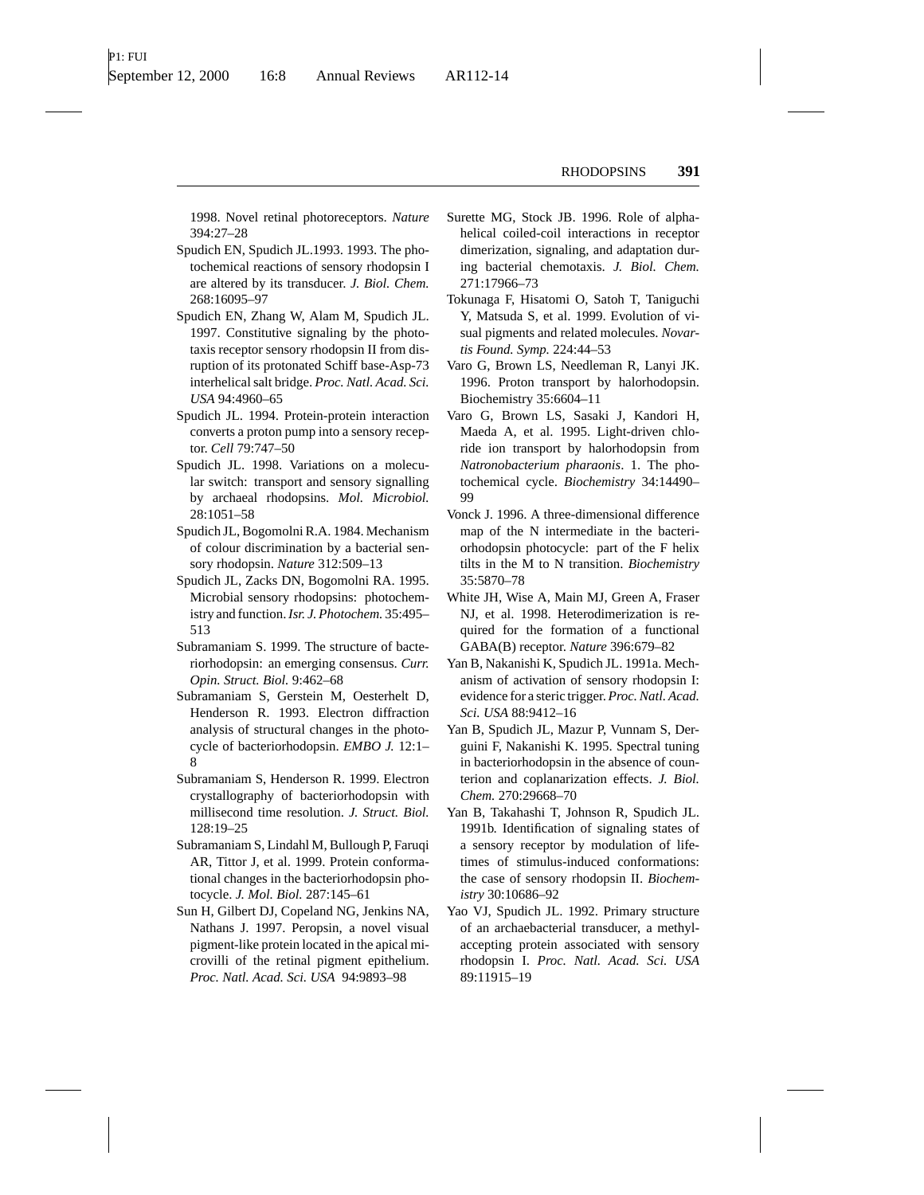1998. Novel retinal photoreceptors. *Nature* 394:27–28

Spudich EN, Spudich JL.1993. 1993. The photochemical reactions of sensory rhodopsin I are altered by its transducer. *J. Biol. Chem.* 268:16095–97

Spudich EN, Zhang W, Alam M, Spudich JL. 1997. Constitutive signaling by the phototaxis receptor sensory rhodopsin II from disruption of its protonated Schiff base-Asp-73 interhelical salt bridge. *Proc. Natl. Acad. Sci. USA* 94:4960–65

Spudich JL. 1994. Protein-protein interaction converts a proton pump into a sensory receptor. *Cell* 79:747–50

Spudich JL. 1998. Variations on a molecular switch: transport and sensory signalling by archaeal rhodopsins. *Mol. Microbiol.* 28:1051–58

Spudich JL, Bogomolni R.A. 1984. Mechanism of colour discrimination by a bacterial sensory rhodopsin. *Nature* 312:509–13

Spudich JL, Zacks DN, Bogomolni RA. 1995. Microbial sensory rhodopsins: photochemistry and function. *Isr. J. Photochem.* 35:495–513

Subramaniam S. 1999. The structure of bacteriorhodopsin: an emerging consensus. *Curr. Opin. Struct. Biol.* 9:462–68

Subramaniam S, Gerstein M, Oesterhelt D, Henderson R. 1993. Electron diffraction analysis of structural changes in the photocycle of bacteriorhodopsin. *EMBO J.* 12:1–8

Subramaniam S, Henderson R. 1999. Electron crystallography of bacteriorhodopsin with millisecond time resolution. *J. Struct. Biol.* 128:19–25

Subramaniam S, Lindahl M, Bullough P, Faruqi AR, Tittor J, et al. 1999. Protein conformational changes in the bacteriorhodopsin photocycle. *J. Mol. Biol.* 287:145–61

Sun H, Gilbert DJ, Copeland NG, Jenkins NA, Nathans J. 1997. Peropsin, a novel visual pigment-like protein located in the apical microvilli of the retinal pigment epithelium. *Proc. Natl. Acad. Sci. USA* 94:9893–98

Surette MG, Stock JB. 1996. Role of alpha-helical coiled-coil interactions in receptor dimerization, signaling, and adaptation during bacterial chemotaxis. *J. Biol. Chem.* 271:17966–73

Tokunaga F, Hisatomi O, Satoh T, Taniguchi Y, Matsuda S, et al. 1999. Evolution of visual pigments and related molecules. *Novartis Found. Symp.* 224:44–53

Varo G, Brown LS, Needleman R, Lanyi JK. 1996. Proton transport by halorhodopsin. Biochemistry 35:6604–11

Varo G, Brown LS, Sasaki J, Kandori H, Maeda A, et al. 1995. Light-driven chloride ion transport by halorhodopsin from *Natronobacterium pharaonis*. 1. The photochemical cycle. *Biochemistry* 34:14490–99

Vonck J. 1996. A three-dimensional difference map of the N intermediate in the bacteriorhodopsin photocycle: part of the F helix tilts in the M to N transition. *Biochemistry* 35:5870–78

White JH, Wise A, Main MJ, Green A, Fraser NJ, et al. 1998. Heterodimerization is required for the formation of a functional GABA(B) receptor. *Nature* 396:679–82

Yan B, Nakanishi K, Spudich JL. 1991a. Mechanism of activation of sensory rhodopsin I: evidence for a steric trigger. *Proc. Natl. Acad. Sci. USA* 88:9412–16

Yan B, Spudich JL, Mazur P, Vunnam S, Derguini F, Nakanishi K. 1995. Spectral tuning in bacteriorhodopsin in the absence of counterion and coplanarization effects. *J. Biol. Chem.* 270:29668–70

Yan B, Takahashi T, Johnson R, Spudich JL. 1991b. Identification of signaling states of a sensory receptor by modulation of lifetimes of stimulus-induced conformations: the case of sensory rhodopsin II. *Biochemistry* 30:10686–92

Yao VJ, Spudich JL. 1992. Primary structure of an archaebacterial transducer, a methyl-accepting protein associated with sensory rhodopsin I. *Proc. Natl. Acad. Sci. USA* 89:11915–19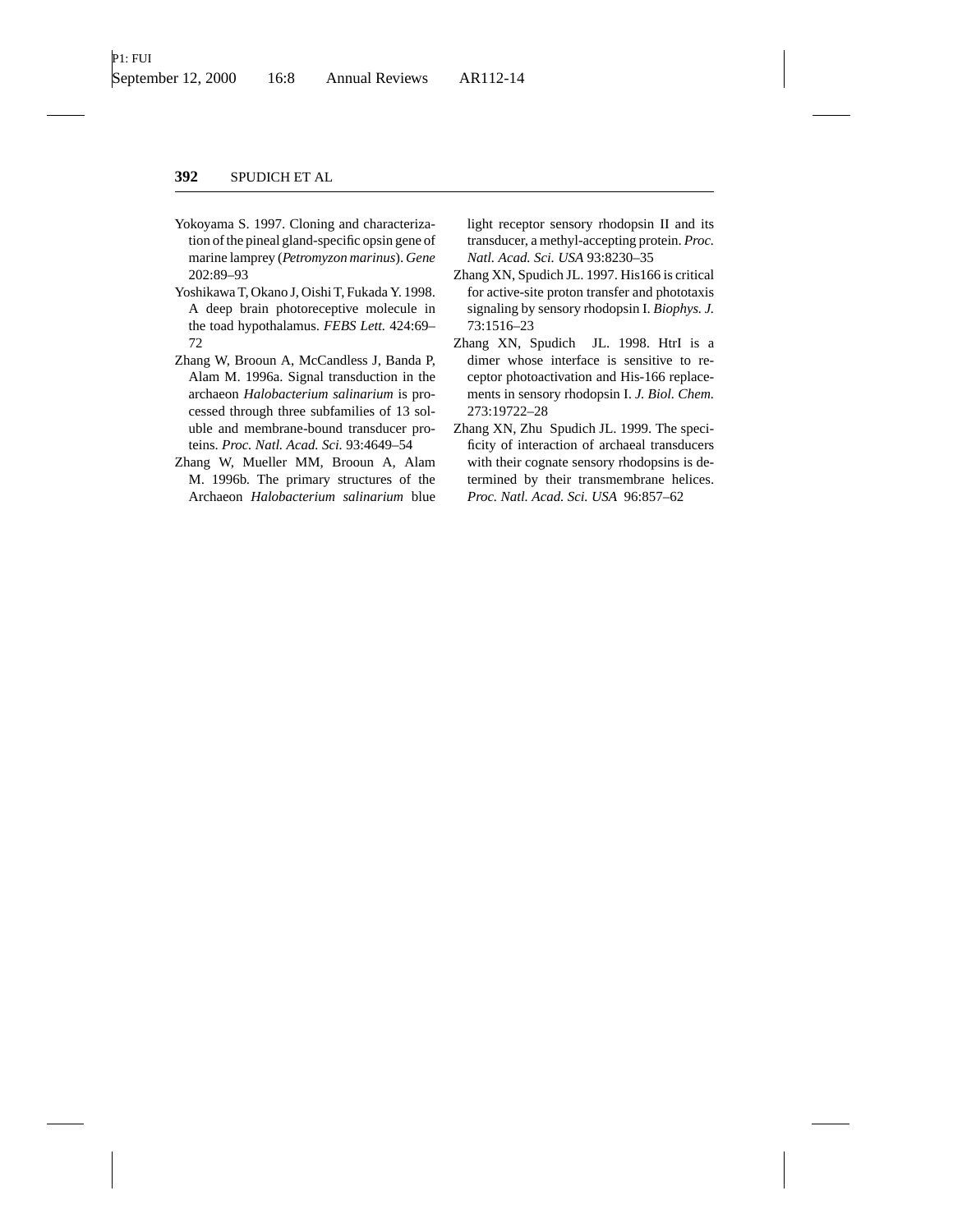Yokoyama S. 1997. Cloning and characterization of the pineal gland-specific opsin gene of marine lamprey (*Petromyzon marinus*). *Gene* 202:89–93

Yoshikawa T, Okano J, Oishi T, Fukada Y. 1998. A deep brain photoreceptive molecule in the toad hypothalamus. *FEBS Lett.* 424:69–72

Zhang W, Brooun A, McCandless J, Banda P, Alam M. 1996a. Signal transduction in the archaeon *Halobacterium salinarium* is processed through three subfamilies of 13 soluble and membrane-bound transducer proteins. *Proc. Natl. Acad. Sci.* 93:4649–54

Zhang W, Mueller MM, Brooun A, Alam M. 1996b. The primary structures of the Archaeon *Halobacterium salinarium* blue light receptor sensory rhodopsin II and its transducer, a methyl-accepting protein. *Proc. Natl. Acad. Sci. USA* 93:8230–35

Zhang XN, Spudich JL. 1997. His166 is critical for active-site proton transfer and phototaxis signaling by sensory rhodopsin I. *Biophys. J.* 73:1516–23

Zhang XN, Spudich JL. 1998. HtrI is a dimer whose interface is sensitive to receptor photoactivation and His-166 replacements in sensory rhodopsin I. *J. Biol. Chem.* 273:19722–28

Zhang XN, Zhu Spudich JL. 1999. The specificity of interaction of archaeal transducers with their cognate sensory rhodopsins is determined by their transmembrane helices. *Proc. Natl. Acad. Sci. USA* 96:857–62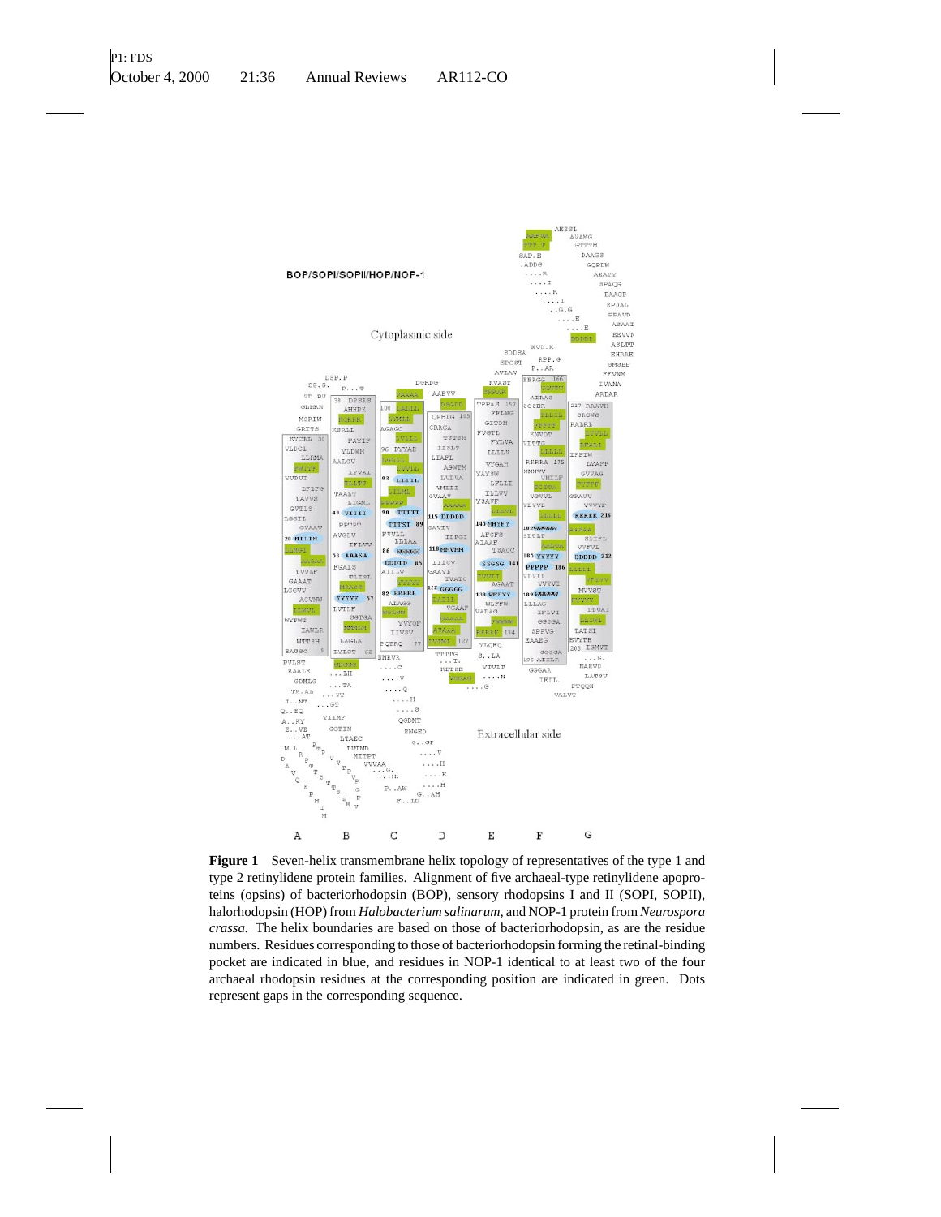**Figure 1** Seven-helix transmembrane helix topology of representatives of the type 1 and type 2 retinylidene protein families. Alignment of five archaeal-type retinylidene apoproteins (opsins) of bacteriorhodopsin (BOP), sensory rhodopsins I and II (SOPI, SOPII), halorhodopsin (HOP) from *Halobacterium salinarum,* and NOP-1 protein from *Neurospora crassa.* The helix boundaries are based on those of bacteriorhodopsin, as are the residue numbers. Residues corresponding to those of bacteriorhodopsin forming the retinal-binding pocket are indicated in blue, and residues in NOP-1 identical to at least two of the four archaeal rhodopsin residues at the corresponding position are indicated in green. Dots represent gaps in the corresponding sequence.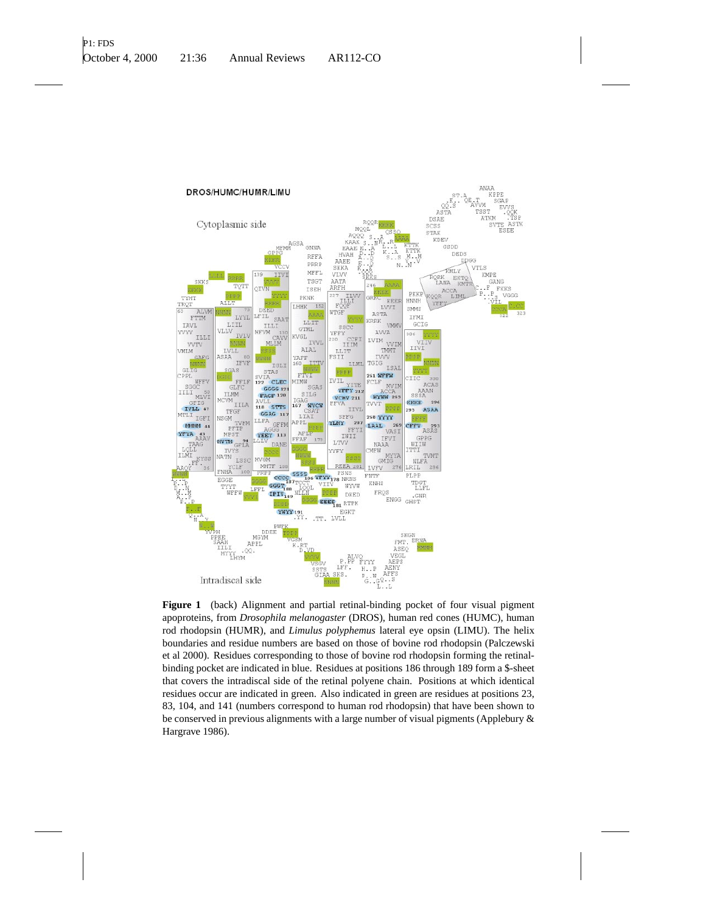**Figure 1** (back) Alignment and partial retinal-binding pocket of four visual pigment apoproteins, from *Drosophila melanogaster* (DROS), human red cones (HUMC), human rod rhodopsin (HUMR), and *Limulus polyphemus* lateral eye opsin (LIMU). The helix boundaries and residue numbers are based on those of bovine rod rhodopsin (Palczewski et al 2000). Residues corresponding to those of bovine rod rhodopsin forming the retinal-binding pocket are indicated in blue. Residues at positions 186 through 189 form a $-sheet that covers the intradiscal side of the retinal polyene chain. Positions at which identical residues occur are indicated in green. Also indicated in green are residues at positions 23, 83, 104, and 141 (numbers correspond to human rod rhodopsin) that have been shown to be conserved in previous alignments with a large number of visual pigments (Applebury & Hargrave 1986).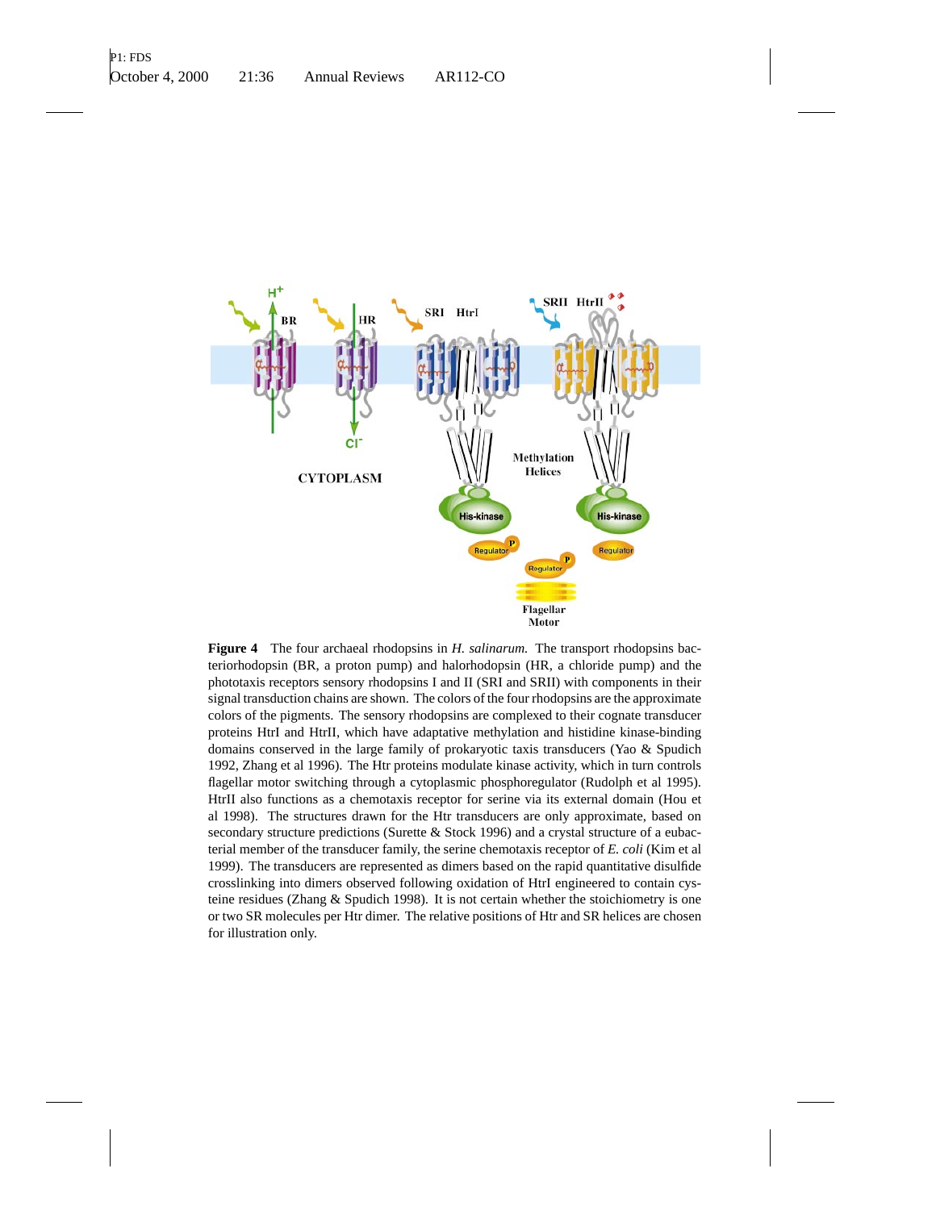**Figure 4** The four archaeal rhodopsins in *H. salinarum.* The transport rhodopsins bacteriorhodopsin (BR, a proton pump) and halorhodopsin (HR, a chloride pump) and the phototaxis receptors sensory rhodopsins I and II (SRI and SRII) with components in their signal transduction chains are shown. The colors of the four rhodopsins are the approximate colors of the pigments. The sensory rhodopsins are complexed to their cognate transducer proteins HtrI and HtrII, which have adaptative methylation and histidine kinase-binding domains conserved in the large family of prokaryotic taxis transducers (Yao & Spudich 1992, Zhang et al 1996). The Htr proteins modulate kinase activity, which in turn controls flagellar motor switching through a cytoplasmic phosphoregulator (Rudolph et al 1995). HtrII also functions as a chemotaxis receptor for serine via its external domain (Hou et al 1998). The structures drawn for the Htr transducers are only approximate, based on secondary structure predictions (Surette & Stock 1996) and a crystal structure of a eubacterial member of the transducer family, the serine chemotaxis receptor of *E. coli* (Kim et al 1999). The transducers are represented as dimers based on the rapid quantitative disulfide crosslinking into dimers observed following oxidation of HtrI engineered to contain cysteine residues (Zhang & Spudich 1998). It is not certain whether the stoichiometry is one or two SR molecules per Htr dimer. The relative positions of Htr and SR helices are chosen for illustration only.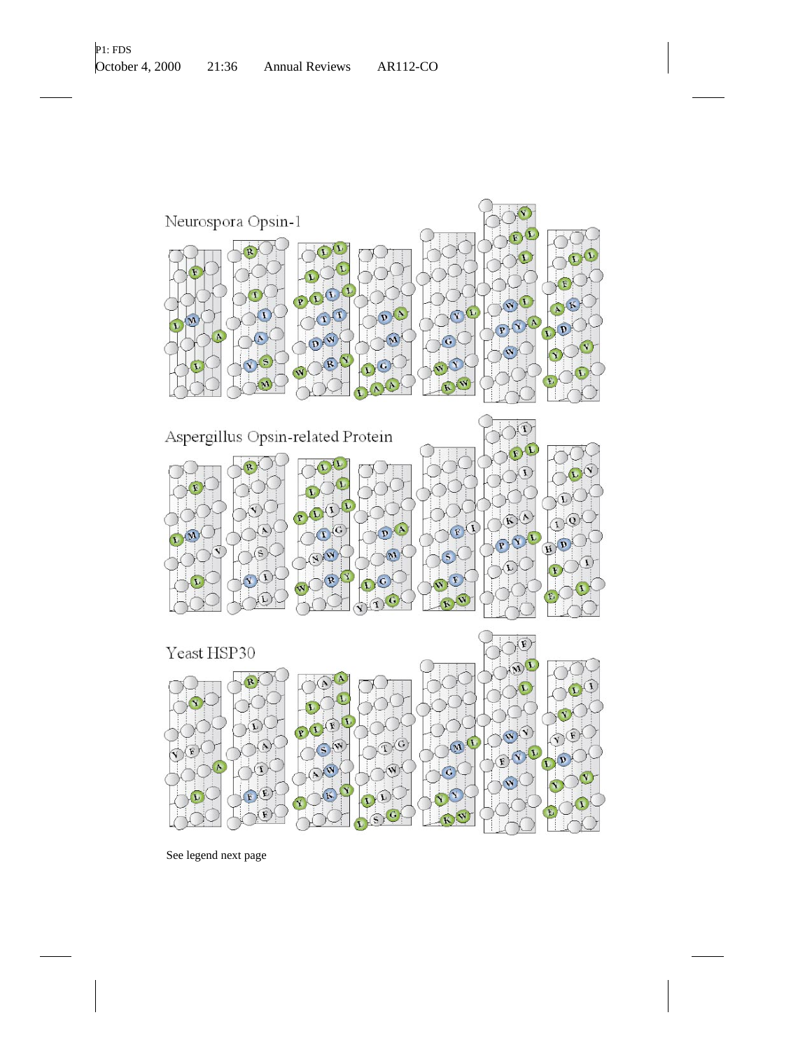Neurospora Opsin-1

Aspergillus Opsin-related Protein

Yeast HSP30

See legend next page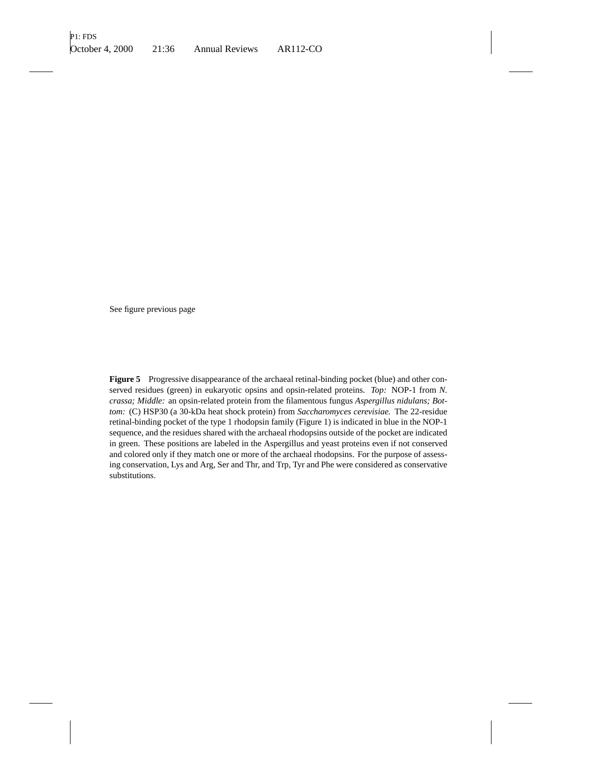See figure previous page

**Figure 5** Progressive disappearance of the archaeal retinal-binding pocket (blue) and other conserved residues (green) in eukaryotic opsins and opsin-related proteins. *Top:* NOP-1 from *N. crassa; Middle:* an opsin-related protein from the filamentous fungus *Aspergillus nidulans; Bottom:* (C) HSP30 (a 30-kDa heat shock protein) from *Saccharomyces cerevisiae.* The 22-residue retinal-binding pocket of the type 1 rhodopsin family (Figure 1) is indicated in blue in the NOP-1 sequence, and the residues shared with the archaeal rhodopsins outside of the pocket are indicated in green. These positions are labeled in the Aspergillus and yeast proteins even if not conserved and colored only if they match one or more of the archaeal rhodopsins. For the purpose of assessing conservation, Lys and Arg, Ser and Thr, and Trp, Tyr and Phe were considered as conservative substitutions.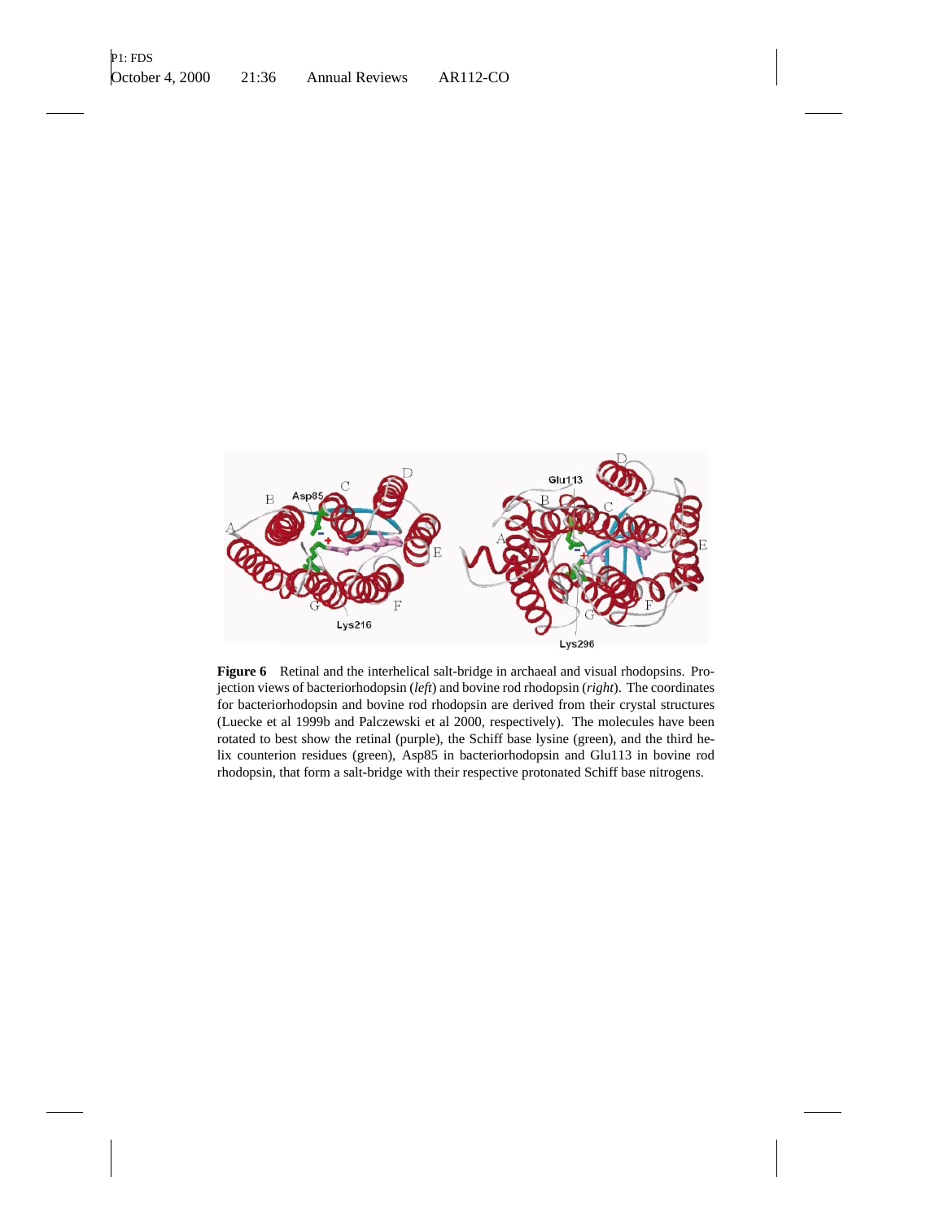Asp85
B
C
D
A
E
G
F
Lys216

Glu113
D
B
C
A
E
F
G
Lys296

**Figure 6** Retinal and the interhelical salt-bridge in archaeal and visual rhodopsins. Projection views of bacteriorhodopsin (*left*) and bovine rod rhodopsin (*right*). The coordinates for bacteriorhodopsin and bovine rod rhodopsin are derived from their crystal structures (Luecke et al 1999b and Palczewski et al 2000, respectively). The molecules have been rotated to best show the retinal (purple), the Schiff base lysine (green), and the third helix counterion residues (green), Asp85 in bacteriorhodopsin and Glu113 in bovine rod rhodopsin, that form a salt-bridge with their respective protonated Schiff base nitrogens.